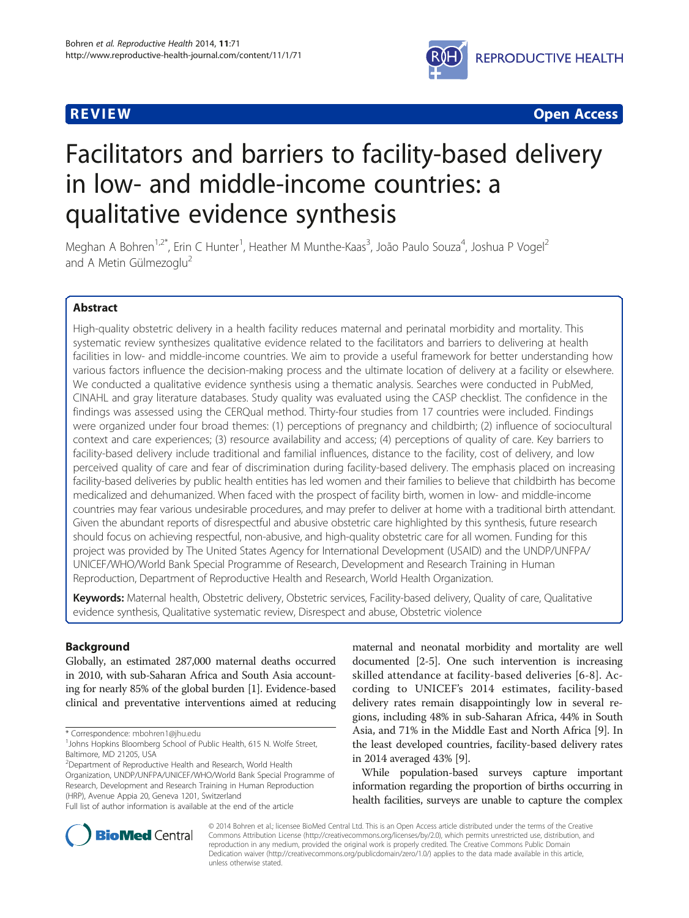**REVIEW** **Open Access**

# Facilitators and barriers to facility-based delivery in low- and middle-income countries: a qualitative evidence synthesis

Meghan A Bohren[1,2*], Erin C Hunter[1], Heather M Munthe-Kaas[3], João Paulo Souza[4], Joshua P Vogel[2] and A Metin Gülmezoglu[2]

## Abstract

High-quality obstetric delivery in a health facility reduces maternal and perinatal morbidity and mortality. This systematic review synthesizes qualitative evidence related to the facilitators and barriers to delivering at health facilities in low- and middle-income countries. We aim to provide a useful framework for better understanding how various factors influence the decision-making process and the ultimate location of delivery at a facility or elsewhere. We conducted a qualitative evidence synthesis using a thematic analysis. Searches were conducted in PubMed, CINAHL and gray literature databases. Study quality was evaluated using the CASP checklist. The confidence in the findings was assessed using the CERQual method. Thirty-four studies from 17 countries were included. Findings were organized under four broad themes: (1) perceptions of pregnancy and childbirth; (2) influence of sociocultural context and care experiences; (3) resource availability and access; (4) perceptions of quality of care. Key barriers to facility-based delivery include traditional and familial influences, distance to the facility, cost of delivery, and low perceived quality of care and fear of discrimination during facility-based delivery. The emphasis placed on increasing facility-based deliveries by public health entities has led women and their families to believe that childbirth has become medicalized and dehumanized. When faced with the prospect of facility birth, women in low- and middle-income countries may fear various undesirable procedures, and may prefer to deliver at home with a traditional birth attendant. Given the abundant reports of disrespectful and abusive obstetric care highlighted by this synthesis, future research should focus on achieving respectful, non-abusive, and high-quality obstetric care for all women. Funding for this project was provided by The United States Agency for International Development (USAID) and the UNDP/UNFPA/UNICEF/WHO/World Bank Special Programme of Research, Development and Research Training in Human Reproduction, Department of Reproductive Health and Research, World Health Organization.

**Keywords:** Maternal health, Obstetric delivery, Obstetric services, Facility-based delivery, Quality of care, Qualitative evidence synthesis, Qualitative systematic review, Disrespect and abuse, Obstetric violence

## Background

Globally, an estimated 287,000 maternal deaths occurred in 2010, with sub-Saharan Africa and South Asia accounting for nearly 85% of the global burden [1]. Evidence-based clinical and preventative interventions aimed at reducing maternal and neonatal morbidity and mortality are well documented [2-5]. One such intervention is increasing skilled attendance at facility-based deliveries [6-8]. According to UNICEF's 2014 estimates, facility-based delivery rates remain disappointingly low in several regions, including 48% in sub-Saharan Africa, 44% in South Asia, and 71% in the Middle East and North Africa [9]. In the least developed countries, facility-based delivery rates in 2014 averaged 43% [9].

While population-based surveys capture important information regarding the proportion of births occurring in health facilities, surveys are unable to capture the complex

\* Correspondence: mbohren1@jhu.edu
[1]Johns Hopkins Bloomberg School of Public Health, 615 N. Wolfe Street, Baltimore, MD 21205, USA
[2]Department of Reproductive Health and Research, World Health Organization, UNDP/UNFPA/UNICEF/WHO/World Bank Special Programme of Research, Development and Research Training in Human Reproduction (HRP), Avenue Appia 20, Geneva 1201, Switzerland
Full list of author information is available at the end of the article

© 2014 Bohren et al.; licensee BioMed Central Ltd. This is an Open Access article distributed under the terms of the Creative Commons Attribution License (http://creativecommons.org/licenses/by/2.0), which permits unrestricted use, distribution, and reproduction in any medium, provided the original work is properly credited. The Creative Commons Public Domain Dedication waiver (http://creativecommons.org/publicdomain/zero/1.0/) applies to the data made available in this article, unless otherwise stated.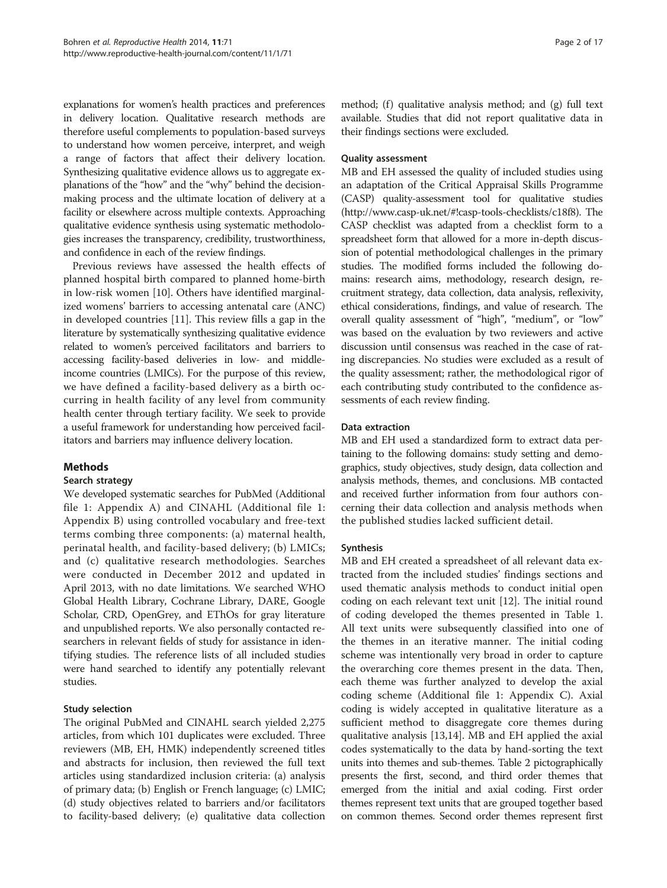explanations for women's health practices and preferences in delivery location. Qualitative research methods are therefore useful complements to population-based surveys to understand how women perceive, interpret, and weigh a range of factors that affect their delivery location. Synthesizing qualitative evidence allows us to aggregate explanations of the "how" and the "why" behind the decision-making process and the ultimate location of delivery at a facility or elsewhere across multiple contexts. Approaching qualitative evidence synthesis using systematic methodologies increases the transparency, credibility, trustworthiness, and confidence in each of the review findings.

Previous reviews have assessed the health effects of planned hospital birth compared to planned home-birth in low-risk women [10]. Others have identified marginalized womens' barriers to accessing antenatal care (ANC) in developed countries [11]. This review fills a gap in the literature by systematically synthesizing qualitative evidence related to women's perceived facilitators and barriers to accessing facility-based deliveries in low- and middle-income countries (LMICs). For the purpose of this review, we have defined a facility-based delivery as a birth occurring in health facility of any level from community health center through tertiary facility. We seek to provide a useful framework for understanding how perceived facilitators and barriers may influence delivery location.

## Methods

### Search strategy

We developed systematic searches for PubMed (Additional file 1: Appendix A) and CINAHL (Additional file 1: Appendix B) using controlled vocabulary and free-text terms combing three components: (a) maternal health, perinatal health, and facility-based delivery; (b) LMICs; and (c) qualitative research methodologies. Searches were conducted in December 2012 and updated in April 2013, with no date limitations. We searched WHO Global Health Library, Cochrane Library, DARE, Google Scholar, CRD, OpenGrey, and EThOs for gray literature and unpublished reports. We also personally contacted researchers in relevant fields of study for assistance in identifying studies. The reference lists of all included studies were hand searched to identify any potentially relevant studies.

### Study selection

The original PubMed and CINAHL search yielded 2,275 articles, from which 101 duplicates were excluded. Three reviewers (MB, EH, HMK) independently screened titles and abstracts for inclusion, then reviewed the full text articles using standardized inclusion criteria: (a) analysis of primary data; (b) English or French language; (c) LMIC; (d) study objectives related to barriers and/or facilitators to facility-based delivery; (e) qualitative data collection method; (f) qualitative analysis method; and (g) full text available. Studies that did not report qualitative data in their findings sections were excluded.

### Quality assessment

MB and EH assessed the quality of included studies using an adaptation of the Critical Appraisal Skills Programme (CASP) quality-assessment tool for qualitative studies (http://www.casp-uk.net/#!casp-tools-checklists/c18f8). The CASP checklist was adapted from a checklist form to a spreadsheet form that allowed for a more in-depth discussion of potential methodological challenges in the primary studies. The modified forms included the following domains: research aims, methodology, research design, recruitment strategy, data collection, data analysis, reflexivity, ethical considerations, findings, and value of research. The overall quality assessment of "high", "medium", or "low" was based on the evaluation by two reviewers and active discussion until consensus was reached in the case of rating discrepancies. No studies were excluded as a result of the quality assessment; rather, the methodological rigor of each contributing study contributed to the confidence assessments of each review finding.

### Data extraction

MB and EH used a standardized form to extract data pertaining to the following domains: study setting and demographics, study objectives, study design, data collection and analysis methods, themes, and conclusions. MB contacted and received further information from four authors concerning their data collection and analysis methods when the published studies lacked sufficient detail.

### Synthesis

MB and EH created a spreadsheet of all relevant data extracted from the included studies' findings sections and used thematic analysis methods to conduct initial open coding on each relevant text unit [12]. The initial round of coding developed the themes presented in Table 1. All text units were subsequently classified into one of the themes in an iterative manner. The initial coding scheme was intentionally very broad in order to capture the overarching core themes present in the data. Then, each theme was further analyzed to develop the axial coding scheme (Additional file 1: Appendix C). Axial coding is widely accepted in qualitative literature as a sufficient method to disaggregate core themes during qualitative analysis [13,14]. MB and EH applied the axial codes systematically to the data by hand-sorting the text units into themes and sub-themes. Table 2 pictographically presents the first, second, and third order themes that emerged from the initial and axial coding. First order themes represent text units that are grouped together based on common themes. Second order themes represent first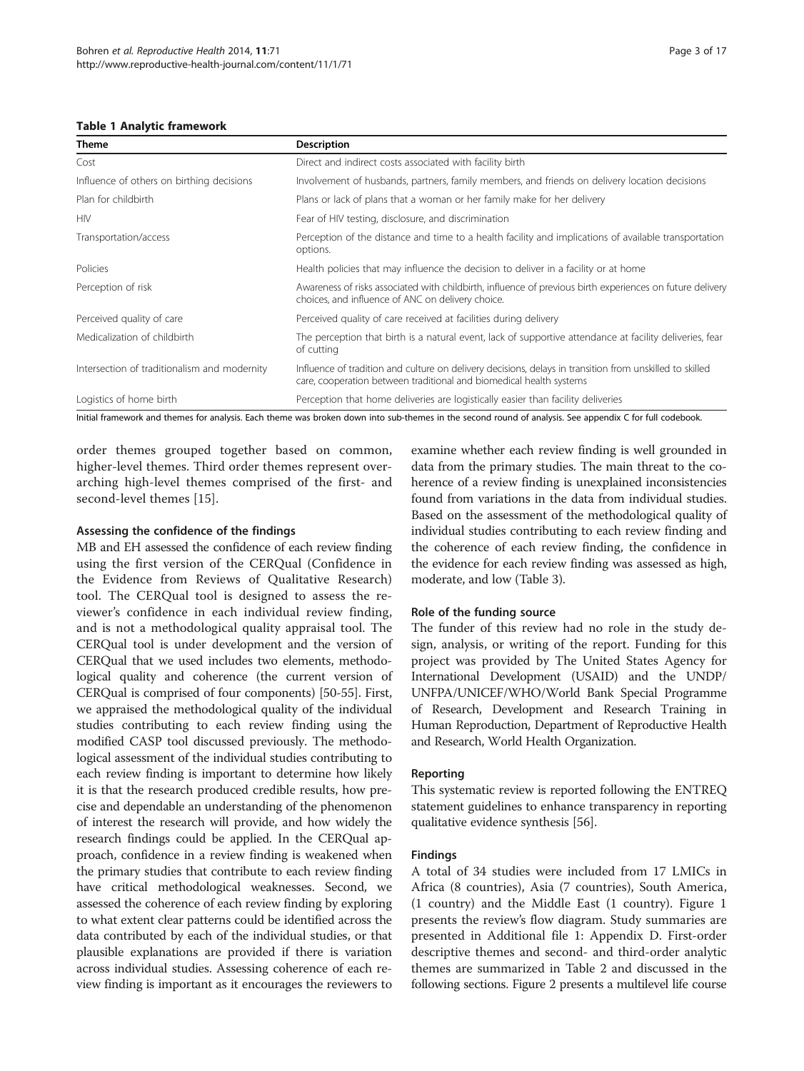**Table 1 Analytic framework**

| Theme | Description |
|---|---|
| Cost | Direct and indirect costs associated with facility birth |
| Influence of others on birthing decisions | Involvement of husbands, partners, family members, and friends on delivery location decisions |
| Plan for childbirth | Plans or lack of plans that a woman or her family make for her delivery |
| HIV | Fear of HIV testing, disclosure, and discrimination |
| Transportation/access | Perception of the distance and time to a health facility and implications of available transportation options. |
| Policies | Health policies that may influence the decision to deliver in a facility or at home |
| Perception of risk | Awareness of risks associated with childbirth, influence of previous birth experiences on future delivery choices, and influence of ANC on delivery choice. |
| Perceived quality of care | Perceived quality of care received at facilities during delivery |
| Medicalization of childbirth | The perception that birth is a natural event, lack of supportive attendance at facility deliveries, fear of cutting |
| Intersection of traditionalism and modernity | Influence of tradition and culture on delivery decisions, delays in transition from unskilled to skilled care, cooperation between traditional and biomedical health systems |
| Logistics of home birth | Perception that home deliveries are logistically easier than facility deliveries |

Initial framework and themes for analysis. Each theme was broken down into sub-themes in the second round of analysis. See appendix C for full codebook.

order themes grouped together based on common, higher-level themes. Third order themes represent overarching high-level themes comprised of the first- and second-level themes [15].

### Assessing the confidence of the findings

MB and EH assessed the confidence of each review finding using the first version of the CERQual (Confidence in the Evidence from Reviews of Qualitative Research) tool. The CERQual tool is designed to assess the reviewer's confidence in each individual review finding, and is not a methodological quality appraisal tool. The CERQual tool is under development and the version of CERQual that we used includes two elements, methodological quality and coherence (the current version of CERQual is comprised of four components) [50-55]. First, we appraised the methodological quality of the individual studies contributing to each review finding using the modified CASP tool discussed previously. The methodological assessment of the individual studies contributing to each review finding is important to determine how likely it is that the research produced credible results, how precise and dependable an understanding of the phenomenon of interest the research will provide, and how widely the research findings could be applied. In the CERQual approach, confidence in a review finding is weakened when the primary studies that contribute to each review finding have critical methodological weaknesses. Second, we assessed the coherence of each review finding by exploring to what extent clear patterns could be identified across the data contributed by each of the individual studies, or that plausible explanations are provided if there is variation across individual studies. Assessing coherence of each review finding is important as it encourages the reviewers to examine whether each review finding is well grounded in data from the primary studies. The main threat to the coherence of a review finding is unexplained inconsistencies found from variations in the data from individual studies. Based on the assessment of the methodological quality of individual studies contributing to each review finding and the coherence of each review finding, the confidence in the evidence for each review finding was assessed as high, moderate, and low (Table 3).

### Role of the funding source

The funder of this review had no role in the study design, analysis, or writing of the report. Funding for this project was provided by The United States Agency for International Development (USAID) and the UNDP/UNFPA/UNICEF/WHO/World Bank Special Programme of Research, Development and Research Training in Human Reproduction, Department of Reproductive Health and Research, World Health Organization.

### Reporting

This systematic review is reported following the ENTREQ statement guidelines to enhance transparency in reporting qualitative evidence synthesis [56].

### Findings

A total of 34 studies were included from 17 LMICs in Africa (8 countries), Asia (7 countries), South America, (1 country) and the Middle East (1 country). Figure 1 presents the review's flow diagram. Study summaries are presented in Additional file 1: Appendix D. First-order descriptive themes and second- and third-order analytic themes are summarized in Table 2 and discussed in the following sections. Figure 2 presents a multilevel life course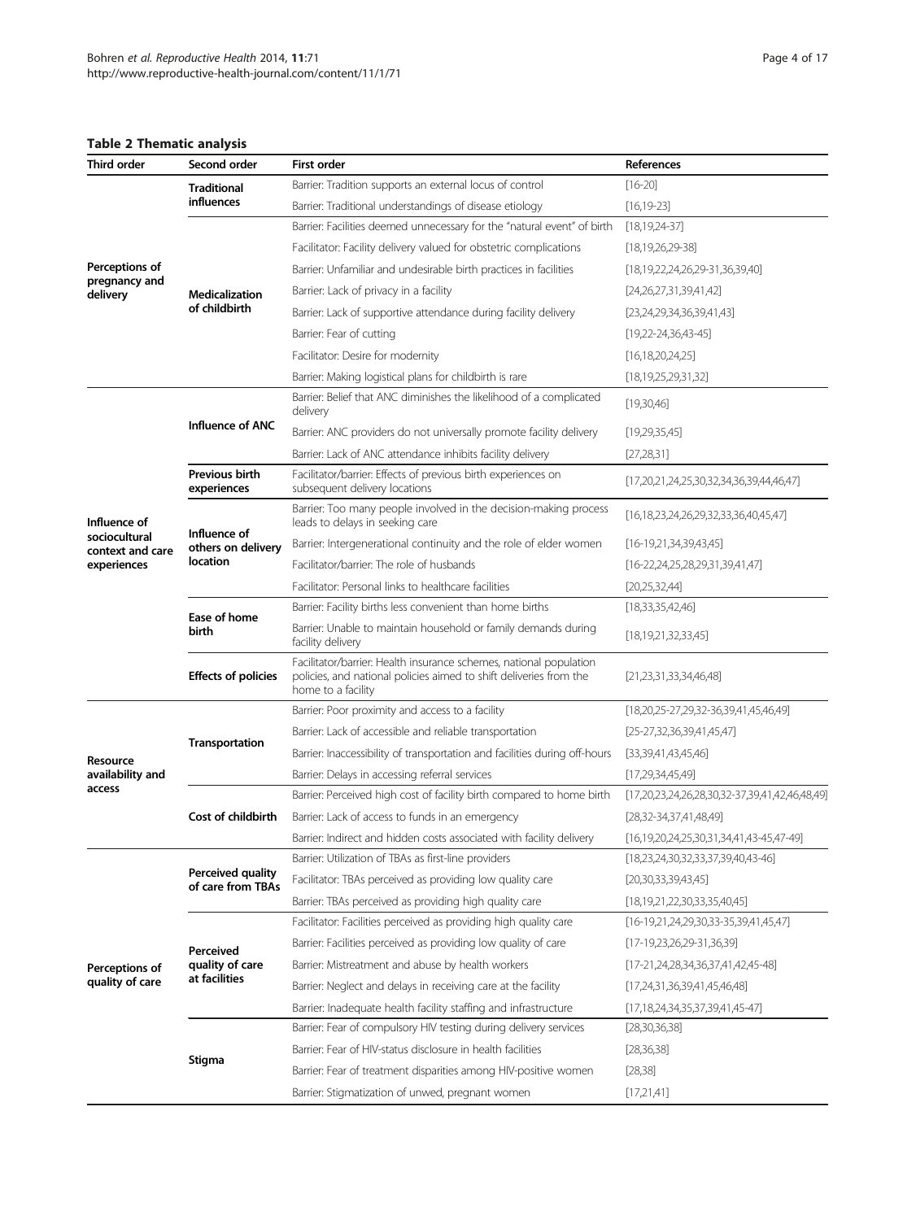**Table 2 Thematic analysis**

| Third order | Second order | First order | References |
|---|---|---|---|
| Perceptions of pregnancy and delivery | Traditional influences | Barrier: Tradition supports an external locus of control | [16-20] |
| | | Barrier: Traditional understandings of disease etiology | [16,19-23] |
| | Medicalization of childbirth | Barrier: Facilities deemed unnecessary for the "natural event" of birth | [18,19,24-37] |
| | | Facilitator: Facility delivery valued for obstetric complications | [18,19,26,29-38] |
| | | Barrier: Unfamiliar and undesirable birth practices in facilities | [18,19,22,24,26,29-31,36,39,40] |
| | | Barrier: Lack of privacy in a facility | [24,26,27,31,39,41,42] |
| | | Barrier: Lack of supportive attendance during facility delivery | [23,24,29,34,36,39,41,43] |
| | | Barrier: Fear of cutting | [19,22-24,36,43-45] |
| | | Facilitator: Desire for modernity | [16,18,20,24,25] |
| | | Barrier: Making logistical plans for childbirth is rare | [18,19,25,29,31,32] |
| Influence of sociocultural context and care experiences | Influence of ANC | Barrier: Belief that ANC diminishes the likelihood of a complicated delivery | [19,30,46] |
| | | Barrier: ANC providers do not universally promote facility delivery | [19,29,35,45] |
| | | Barrier: Lack of ANC attendance inhibits facility delivery | [27,28,31] |
| | Previous birth experiences | Facilitator/barrier: Effects of previous birth experiences on subsequent delivery locations | [17,20,21,24,25,30,32,34,36,39,44,46,47] |
| | Influence of others on delivery location | Barrier: Too many people involved in the decision-making process leads to delays in seeking care | [16,18,23,24,26,29,32,33,36,40,45,47] |
| | | Barrier: Intergenerational continuity and the role of elder women | [16-19,21,34,39,43,45] |
| | | Facilitator/barrier: The role of husbands | [16-22,24,25,28,29,31,39,41,47] |
| | | Facilitator: Personal links to healthcare facilities | [20,25,32,44] |
| | Ease of home birth | Barrier: Facility births less convenient than home births | [18,33,35,42,46] |
| | | Barrier: Unable to maintain household or family demands during facility delivery | [18,19,21,32,33,45] |
| | Effects of policies | Facilitator/barrier: Health insurance schemes, national population policies, and national policies aimed to shift deliveries from the home to a facility | [21,23,31,33,34,46,48] |
| Resource availability and access | Transportation | Barrier: Poor proximity and access to a facility | [18,20,25-27,29,32-36,39,41,45,46,49] |
| | | Barrier: Lack of accessible and reliable transportation | [25-27,32,36,39,41,45,47] |
| | | Barrier: Inaccessibility of transportation and facilities during off-hours | [33,39,41,43,45,46] |
| | | Barrier: Delays in accessing referral services | [17,29,34,45,49] |
| | Cost of childbirth | Barrier: Perceived high cost of facility birth compared to home birth | [17,20,23,24,26,28,30,32-37,39,41,42,46,48,49] |
| | | Barrier: Lack of access to funds in an emergency | [28,32-34,37,41,48,49] |
| | | Barrier: Indirect and hidden costs associated with facility delivery | [16,19,20,24,25,30,31,34,41,43-45,47-49] |
| Perceptions of quality of care | Perceived quality of care from TBAs | Barrier: Utilization of TBAs as first-line providers | [18,23,24,30,32,33,37,39,40,43-46] |
| | | Facilitator: TBAs perceived as providing low quality care | [20,30,33,39,43,45] |
| | | Barrier: TBAs perceived as providing high quality care | [18,19,21,22,30,33,35,40,45] |
| | Perceived quality of care at facilities | Facilitator: Facilities perceived as providing high quality care | [16-19,21,24,29,30,33-35,39,41,45,47] |
| | | Barrier: Facilities perceived as providing low quality of care | [17-19,23,26,29-31,36,39] |
| | | Barrier: Mistreatment and abuse by health workers | [17-21,24,28,34,36,37,41,42,45-48] |
| | | Barrier: Neglect and delays in receiving care at the facility | [17,24,31,36,39,41,45,46,48] |
| | | Barrier: Inadequate health facility staffing and infrastructure | [17,18,24,34,35,37,39,41,45-47] |
| | Stigma | Barrier: Fear of compulsory HIV testing during delivery services | [28,30,36,38] |
| | | Barrier: Fear of HIV-status disclosure in health facilities | [28,36,38] |
| | | Barrier: Fear of treatment disparities among HIV-positive women | [28,38] |
| | | Barrier: Stigmatization of unwed, pregnant women | [17,21,41] |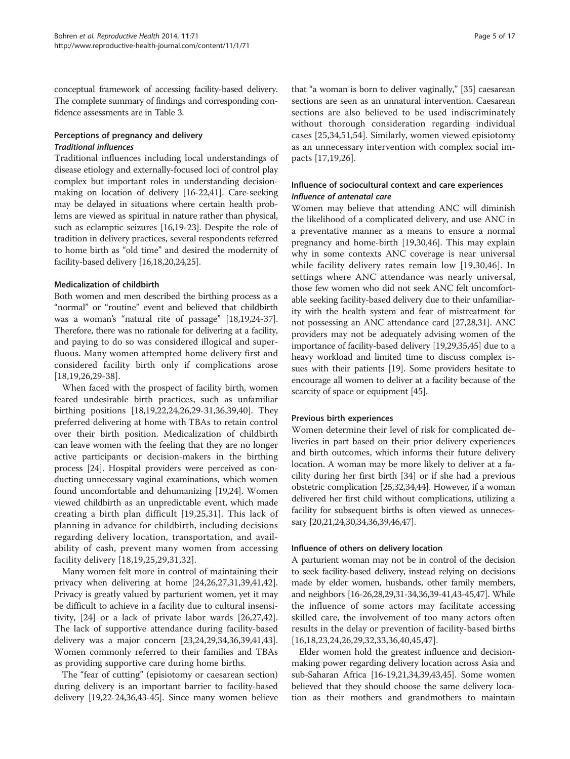conceptual framework of accessing facility-based delivery. The complete summary of findings and corresponding confidence assessments are in Table 3.

### Perceptions of pregnancy and delivery

#### *Traditional influences*

Traditional influences including local understandings of disease etiology and externally-focused loci of control play complex but important roles in understanding decision-making on location of delivery [16-22,41]. Care-seeking may be delayed in situations where certain health problems are viewed as spiritual in nature rather than physical, such as eclamptic seizures [16,19-23]. Despite the role of tradition in delivery practices, several respondents referred to home birth as "old time" and desired the modernity of facility-based delivery [16,18,20,24,25].

#### Medicalization of childbirth

Both women and men described the birthing process as a "normal" or "routine" event and believed that childbirth was a woman's "natural rite of passage" [18,19,24-37]. Therefore, there was no rationale for delivering at a facility, and paying to do so was considered illogical and superfluous. Many women attempted home delivery first and considered facility birth only if complications arose [18,19,26,29-38].

When faced with the prospect of facility birth, women feared undesirable birth practices, such as unfamiliar birthing positions [18,19,22,24,26,29-31,36,39,40]. They preferred delivering at home with TBAs to retain control over their birth position. Medicalization of childbirth can leave women with the feeling that they are no longer active participants or decision-makers in the birthing process [24]. Hospital providers were perceived as conducting unnecessary vaginal examinations, which women found uncomfortable and dehumanizing [19,24]. Women viewed childbirth as an unpredictable event, which made creating a birth plan difficult [19,25,31]. This lack of planning in advance for childbirth, including decisions regarding delivery location, transportation, and availability of cash, prevent many women from accessing facility delivery [18,19,25,29,31,32].

Many women felt more in control of maintaining their privacy when delivering at home [24,26,27,31,39,41,42]. Privacy is greatly valued by parturient women, yet it may be difficult to achieve in a facility due to cultural insensitivity, [24] or a lack of private labor wards [26,27,42]. The lack of supportive attendance during facility-based delivery was a major concern [23,24,29,34,36,39,41,43]. Women commonly referred to their families and TBAs as providing supportive care during home births.

The "fear of cutting" (episiotomy or caesarean section) during delivery is an important barrier to facility-based delivery [19,22-24,36,43-45]. Since many women believe that "a woman is born to deliver vaginally," [35] caesarean sections are seen as an unnatural intervention. Caesarean sections are also believed to be used indiscriminately without thorough consideration regarding individual cases [25,34,51,54]. Similarly, women viewed episiotomy as an unnecessary intervention with complex social impacts [17,19,26].

### Influence of sociocultural context and care experiences

#### *Influence of antenatal care*

Women may believe that attending ANC will diminish the likelihood of a complicated delivery, and use ANC in a preventative manner as a means to ensure a normal pregnancy and home-birth [19,30,46]. This may explain why in some contexts ANC coverage is near universal while facility delivery rates remain low [19,30,46]. In settings where ANC attendance was nearly universal, those few women who did not seek ANC felt uncomfortable seeking facility-based delivery due to their unfamiliarity with the health system and fear of mistreatment for not possessing an ANC attendance card [27,28,31]. ANC providers may not be adequately advising women of the importance of facility-based delivery [19,29,35,45] due to a heavy workload and limited time to discuss complex issues with their patients [19]. Some providers hesitate to encourage all women to deliver at a facility because of the scarcity of space or equipment [45].

#### Previous birth experiences

Women determine their level of risk for complicated deliveries in part based on their prior delivery experiences and birth outcomes, which informs their future delivery location. A woman may be more likely to deliver at a facility during her first birth [34] or if she had a previous obstetric complication [25,32,34,44]. However, if a woman delivered her first child without complications, utilizing a facility for subsequent births is often viewed as unnecessary [20,21,24,30,34,36,39,46,47].

#### Influence of others on delivery location

A parturient woman may not be in control of the decision to seek facility-based delivery, instead relying on decisions made by elder women, husbands, other family members, and neighbors [16-26,28,29,31-34,36,39-41,43-45,47]. While the influence of some actors may facilitate accessing skilled care, the involvement of too many actors often results in the delay or prevention of facility-based births [16,18,23,24,26,29,32,33,36,40,45,47].

Elder women hold the greatest influence and decision-making power regarding delivery location across Asia and sub-Saharan Africa [16-19,21,34,39,43,45]. Some women believed that they should choose the same delivery location as their mothers and grandmothers to maintain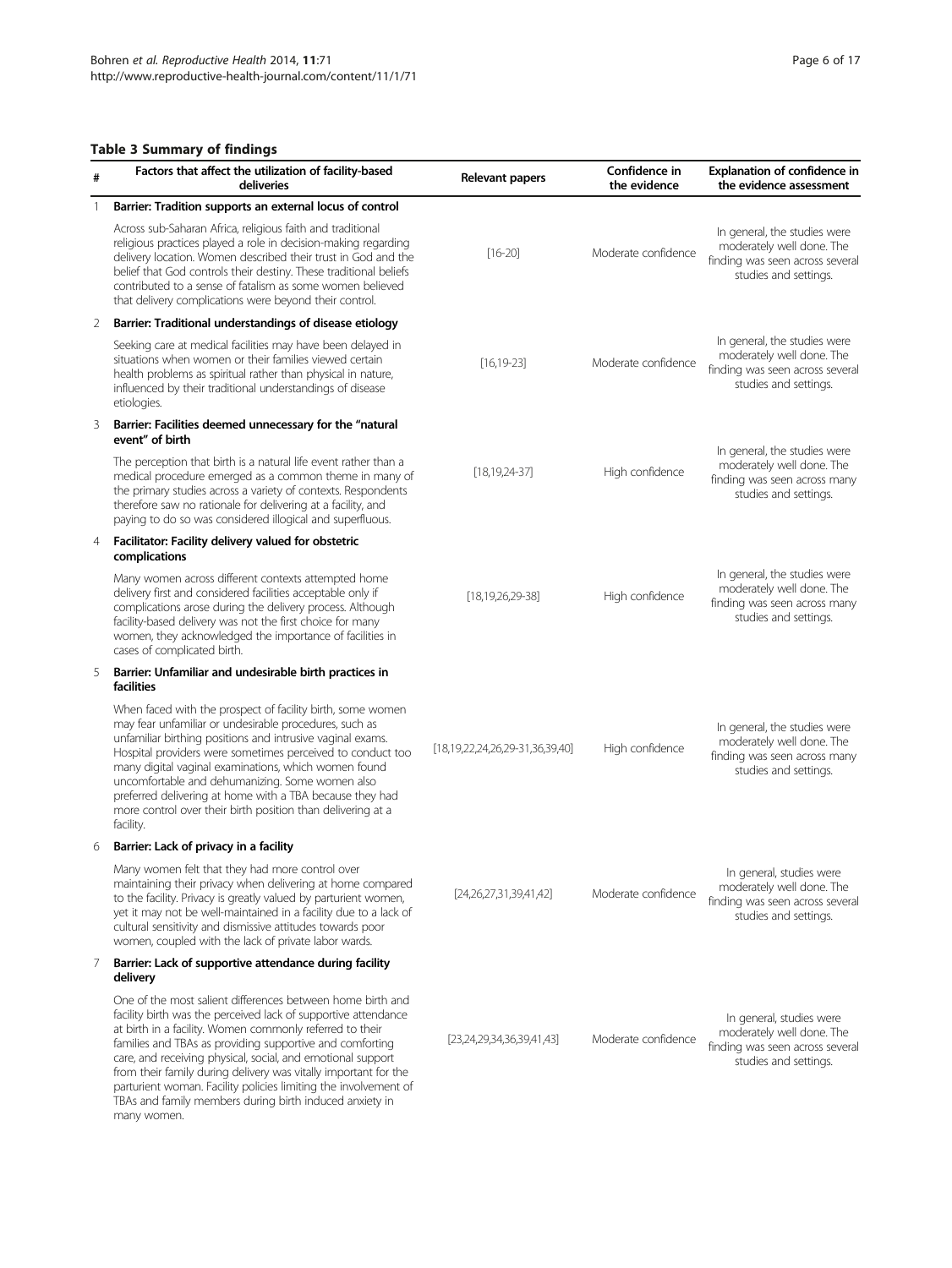**Table 3 Summary of findings**

| # | Factors that affect the utilization of facility-based deliveries | Relevant papers | Confidence in the evidence | Explanation of confidence in the evidence assessment |
|---|---|---|---|---|
| 1 | **Barrier: Tradition supports an external locus of control** | | | |
| | Across sub-Saharan Africa, religious faith and traditional religious practices played a role in decision-making regarding delivery location. Women described their trust in God and the belief that God controls their destiny. These traditional beliefs contributed to a sense of fatalism as some women believed that delivery complications were beyond their control. | [16-20] | Moderate confidence | In general, the studies were moderately well done. The finding was seen across several studies and settings. |
| 2 | **Barrier: Traditional understandings of disease etiology** | | | |
| | Seeking care at medical facilities may have been delayed in situations when women or their families viewed certain health problems as spiritual rather than physical in nature, influenced by their traditional understandings of disease etiologies. | [16,19-23] | Moderate confidence | In general, the studies were moderately well done. The finding was seen across several studies and settings. |
| 3 | **Barrier: Facilities deemed unnecessary for the "natural event" of birth** | | | |
| | The perception that birth is a natural life event rather than a medical procedure emerged as a common theme in many of the primary studies across a variety of contexts. Respondents therefore saw no rationale for delivering at a facility, and paying to do so was considered illogical and superfluous. | [18,19,24-37] | High confidence | In general, the studies were moderately well done. The finding was seen across many studies and settings. |
| 4 | **Facilitator: Facility delivery valued for obstetric complications** | | | |
| | Many women across different contexts attempted home delivery first and considered facilities acceptable only if complications arose during the delivery process. Although facility-based delivery was not the first choice for many women, they acknowledged the importance of facilities in cases of complicated birth. | [18,19,26,29-38] | High confidence | In general, the studies were moderately well done. The finding was seen across many studies and settings. |
| 5 | **Barrier: Unfamiliar and undesirable birth practices in facilities** | | | |
| | When faced with the prospect of facility birth, some women may fear unfamiliar or undesirable procedures, such as unfamiliar birthing positions and intrusive vaginal exams. Hospital providers were sometimes perceived to conduct too many digital vaginal examinations, which women found uncomfortable and dehumanizing. Some women also preferred delivering at home with a TBA because they had more control over their birth position than delivering at a facility. | [18,19,22,24,26,29-31,36,39,40] | High confidence | In general, the studies were moderately well done. The finding was seen across many studies and settings. |
| 6 | **Barrier: Lack of privacy in a facility** | | | |
| | Many women felt that they had more control over maintaining their privacy when delivering at home compared to the facility. Privacy is greatly valued by parturient women, yet it may not be well-maintained in a facility due to a lack of cultural sensitivity and dismissive attitudes towards poor women, coupled with the lack of private labor wards. | [24,26,27,31,39,41,42] | Moderate confidence | In general, studies were moderately well done. The finding was seen across several studies and settings. |
| 7 | **Barrier: Lack of supportive attendance during facility delivery** | | | |
| | One of the most salient differences between home birth and facility birth was the perceived lack of supportive attendance at birth in a facility. Women commonly referred to their families and TBAs as providing supportive and comforting care, and receiving physical, social, and emotional support from their family during delivery was vitally important for the parturient woman. Facility policies limiting the involvement of TBAs and family members during birth induced anxiety in many women. | [23,24,29,34,36,39,41,43] | Moderate confidence | In general, studies were moderately well done. The finding was seen across several studies and settings. |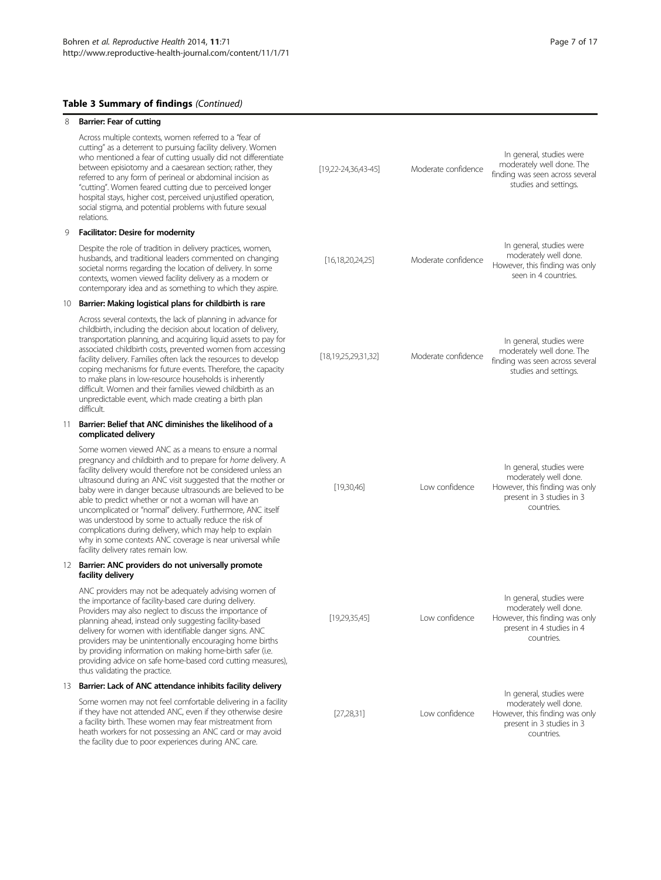**Table 3 Summary of findings** *(Continued)*

| | Finding | Studies | Confidence | Explanation |
|---|---|---|---|---|
| 8 | **Barrier: Fear of cutting** | | | |
| | Across multiple contexts, women referred to a "fear of cutting" as a deterrent to pursuing facility delivery. Women who mentioned a fear of cutting usually did not differentiate between episiotomy and a caesarean section; rather, they referred to any form of perineal or abdominal incision as "cutting". Women feared cutting due to perceived longer hospital stays, higher cost, perceived unjustified operation, social stigma, and potential problems with future sexual relations. | [19,22-24,36,43-45] | Moderate confidence | In general, studies were moderately well done. The finding was seen across several studies and settings. |
| 9 | **Facilitator: Desire for modernity** | | | |
| | Despite the role of tradition in delivery practices, women, husbands, and traditional leaders commented on changing societal norms regarding the location of delivery. In some contexts, women viewed facility delivery as a modern or contemporary idea and as something to which they aspire. | [16,18,20,24,25] | Moderate confidence | In general, studies were moderately well done. However, this finding was only seen in 4 countries. |
| 10 | **Barrier: Making logistical plans for childbirth is rare** | | | |
| | Across several contexts, the lack of planning in advance for childbirth, including the decision about location of delivery, transportation planning, and acquiring liquid assets to pay for associated childbirth costs, prevented women from accessing facility delivery. Families often lack the resources to develop coping mechanisms for future events. Therefore, the capacity to make plans in low-resource households is inherently difficult. Women and their families viewed childbirth as an unpredictable event, which made creating a birth plan difficult. | [18,19,25,29,31,32] | Moderate confidence | In general, studies were moderately well done. The finding was seen across several studies and settings. |
| 11 | **Barrier: Belief that ANC diminishes the likelihood of a complicated delivery** | | | |
| | Some women viewed ANC as a means to ensure a normal pregnancy and childbirth and to prepare for *home* delivery. A facility delivery would therefore not be considered unless an ultrasound during an ANC visit suggested that the mother or baby were in danger because ultrasounds are believed to be able to predict whether or not a woman will have an uncomplicated or "normal" delivery. Furthermore, ANC itself was understood by some to actually reduce the risk of complications during delivery, which may help to explain why in some contexts ANC coverage is near universal while facility delivery rates remain low. | [19,30,46] | Low confidence | In general, studies were moderately well done. However, this finding was only present in 3 studies in 3 countries. |
| 12 | **Barrier: ANC providers do not universally promote facility delivery** | | | |
| | ANC providers may not be adequately advising women of the importance of facility-based care during delivery. Providers may also neglect to discuss the importance of planning ahead, instead only suggesting facility-based delivery for women with identifiable danger signs. ANC providers may be unintentionally encouraging home births by providing information on making home-birth safer (i.e. providing advice on safe home-based cord cutting measures), thus validating the practice. | [19,29,35,45] | Low confidence | In general, studies were moderately well done. However, this finding was only present in 4 studies in 4 countries. |
| 13 | **Barrier: Lack of ANC attendance inhibits facility delivery** | | | |
| | Some women may not feel comfortable delivering in a facility if they have not attended ANC, even if they otherwise desire a facility birth. These women may fear mistreatment from heath workers for not possessing an ANC card or may avoid the facility due to poor experiences during ANC care. | [27,28,31] | Low confidence | In general, studies were moderately well done. However, this finding was only present in 3 studies in 3 countries. |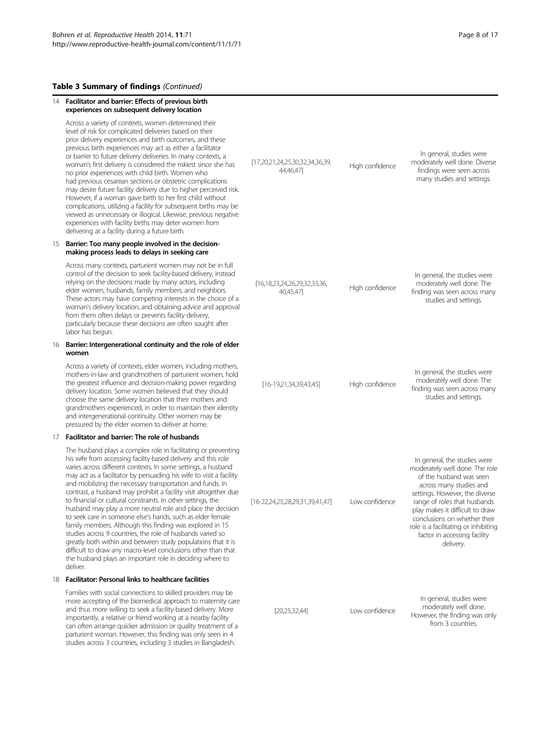**Table 3 Summary of findings** *(Continued)*

| | | | |
|---|---|---|---|
| 14 **Facilitator and barrier: Effects of previous birth experiences on subsequent delivery location** | | | |
| Across a variety of contexts, women determined their level of risk for complicated deliveries based on their prior delivery experiences and birth outcomes, and these previous birth experiences may act as either a facilitator or barrier to future delivery deliveries. In many contexts, a woman's first delivery is considered the riskiest since she has no prior experiences with child birth. Women who had previous cesarean sections or obstetric complications may desire future facility delivery due to higher perceived risk. However, if a woman gave birth to her first child without complications, utilizing a facility for subsequent births may be viewed as unnecessary or illogical. Likewise, previous negative experiences with facility births may deter women from delivering at a facility during a future birth. | [17,20,21,24,25,30,32,34,36,39,44,46,47] | High confidence | In general, studies were moderately well done. Diverse findings were seen across many studies and settings. |
| 15 **Barrier: Too many people involved in the decision-making process leads to delays in seeking care** | | | |
| Across many contexts, parturient women may not be in full control of the decision to seek facility-based delivery, instead relying on the decisions made by many actors, including elder women, husbands, family members, and neighbors. These actors may have competing interests in the choice of a woman's delivery location, and obtaining advice and approval from them often delays or prevents facility delivery, particularly because these decisions are often sought after labor has begun. | [16,18,23,24,26,29,32,33,36,40,45,47] | High confidence | In general, the studies were moderately well done. The finding was seen across many studies and settings. |
| 16 **Barrier: Intergenerational continuity and the role of elder women** | | | |
| Across a variety of contexts, elder women, including mothers, mothers-in-law and grandmothers of parturient women, hold the greatest influence and decision-making power regarding delivery location. Some women believed that they should choose the same delivery location that their mothers and grandmothers experienced, in order to maintain their identity and intergenerational continuity. Other women may be pressured by the elder women to deliver at home. | [16-19,21,34,39,43,45] | High confidence | In general, the studies were moderately well done. The finding was seen across many studies and settings. |
| 17 **Facilitator and barrier: The role of husbands** | | | |
| The husband plays a complex role in facilitating or preventing his wife from accessing facility-based delivery and this role varies across different contexts. In some settings, a husband may act as a facilitator by persuading his wife to visit a facility and mobilizing the necessary transportation and funds. In contrast, a husband may prohibit a facility visit altogether due to financial or cultural constraints. In other settings, the husband may play a more neutral role and place the decision to seek care in someone else's hands, such as elder female family members. Although this finding was explored in 15 studies across 9 countries, the role of husbands varied so greatly both within and between study populations that it is difficult to draw any macro-level conclusions other than that the husband plays an important role in deciding where to deliver. | [16-22,24,25,28,29,31,39,41,47] | Low confidence | In general, the studies were moderately well done. The role of the husband was seen across many studies and settings. However, the diverse range of roles that husbands play makes it difficult to draw conclusions on whether their role is a facilitating or inhibiting factor in accessing facility delivery. |
| 18 **Facilitator: Personal links to healthcare facilities** | | | |
| Families with social connections to skilled providers may be more accepting of the biomedical approach to maternity care and thus more willing to seek a facility-based delivery. More importantly, a relative or friend working at a nearby facility can often arrange quicker admission or quality treatment of a parturient woman. However, this finding was only seen in 4 studies across 3 countries, including 3 studies in Bangladesh. | [20,25,32,44] | Low confidence | In general, studies were moderately well done. However, the finding was only from 3 countries. |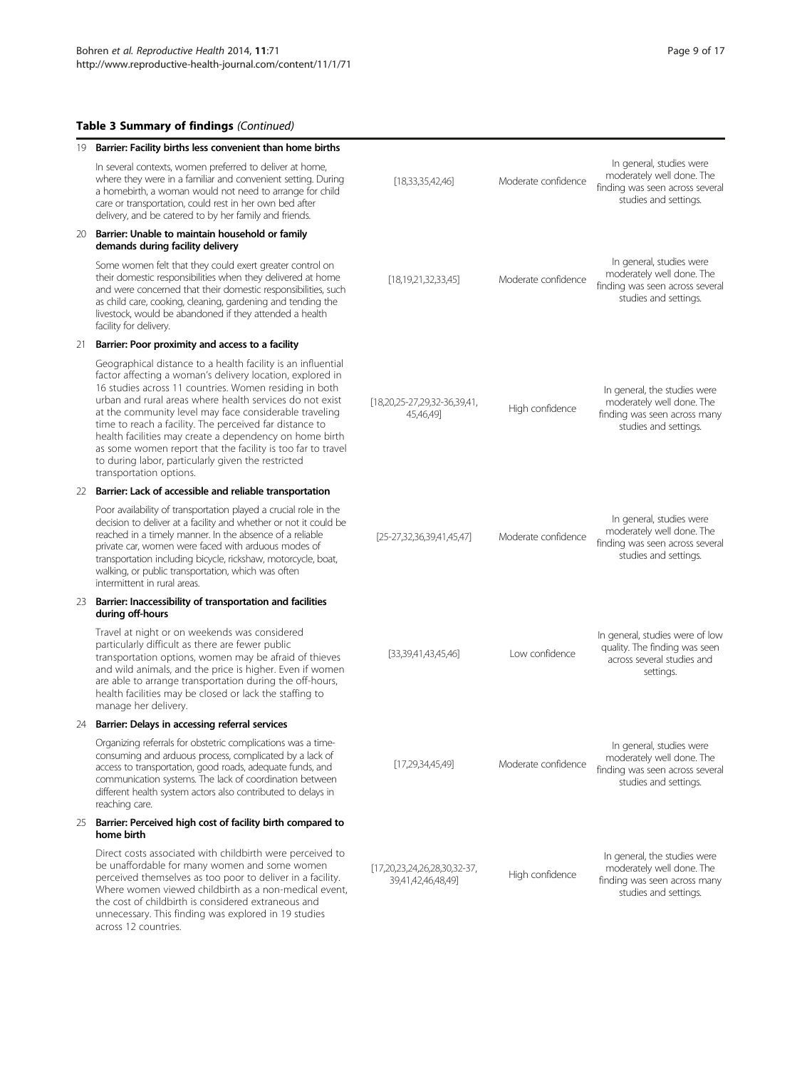**Table 3 Summary of findings** *(Continued)*

| # | Finding | Studies contributing | Confidence | Explanation |
|---|---|---|---|---|
| 19 | **Barrier: Facility births less convenient than home births** | | | |
| | In several contexts, women preferred to deliver at home, where they were in a familiar and convenient setting. During a homebirth, a woman would not need to arrange for child care or transportation, could rest in her own bed after delivery, and be catered to by her family and friends. | [18,33,35,42,46] | Moderate confidence | In general, studies were moderately well done. The finding was seen across several studies and settings. |
| 20 | **Barrier: Unable to maintain household or family demands during facility delivery** | | | |
| | Some women felt that they could exert greater control on their domestic responsibilities when they delivered at home and were concerned that their domestic responsibilities, such as child care, cooking, cleaning, gardening and tending the livestock, would be abandoned if they attended a health facility for delivery. | [18,19,21,32,33,45] | Moderate confidence | In general, studies were moderately well done. The finding was seen across several studies and settings. |
| 21 | **Barrier: Poor proximity and access to a facility** | | | |
| | Geographical distance to a health facility is an influential factor affecting a woman's delivery location, explored in 16 studies across 11 countries. Women residing in both urban and rural areas where health services do not exist at the community level may face considerable traveling time to reach a facility. The perceived far distance to health facilities may create a dependency on home birth as some women report that the facility is too far to travel to during labor, particularly given the restricted transportation options. | [18,20,25-27,29,32-36,39,41,45,46,49] | High confidence | In general, the studies were moderately well done. The finding was seen across many studies and settings. |
| 22 | **Barrier: Lack of accessible and reliable transportation** | | | |
| | Poor availability of transportation played a crucial role in the decision to deliver at a facility and whether or not it could be reached in a timely manner. In the absence of a reliable private car, women were faced with arduous modes of transportation including bicycle, rickshaw, motorcycle, boat, walking, or public transportation, which was often intermittent in rural areas. | [25-27,32,36,39,41,45,47] | Moderate confidence | In general, studies were moderately well done. The finding was seen across several studies and settings. |
| 23 | **Barrier: Inaccessibility of transportation and facilities during off-hours** | | | |
| | Travel at night or on weekends was considered particularly difficult as there are fewer public transportation options, women may be afraid of thieves and wild animals, and the price is higher. Even if women are able to arrange transportation during the off-hours, health facilities may be closed or lack the staffing to manage her delivery. | [33,39,41,43,45,46] | Low confidence | In general, studies were of low quality. The finding was seen across several studies and settings. |
| 24 | **Barrier: Delays in accessing referral services** | | | |
| | Organizing referrals for obstetric complications was a time-consuming and arduous process, complicated by a lack of access to transportation, good roads, adequate funds, and communication systems. The lack of coordination between different health system actors also contributed to delays in reaching care. | [17,29,34,45,49] | Moderate confidence | In general, studies were moderately well done. The finding was seen across several studies and settings. |
| 25 | **Barrier: Perceived high cost of facility birth compared to home birth** | | | |
| | Direct costs associated with childbirth were perceived to be unaffordable for many women and some women perceived themselves as too poor to deliver in a facility. Where women viewed childbirth as a non-medical event, the cost of childbirth is considered extraneous and unnecessary. This finding was explored in 19 studies across 12 countries. | [17,20,23,24,26,28,30,32-37,39,41,42,46,48,49] | High confidence | In general, the studies were moderately well done. The finding was seen across many studies and settings. |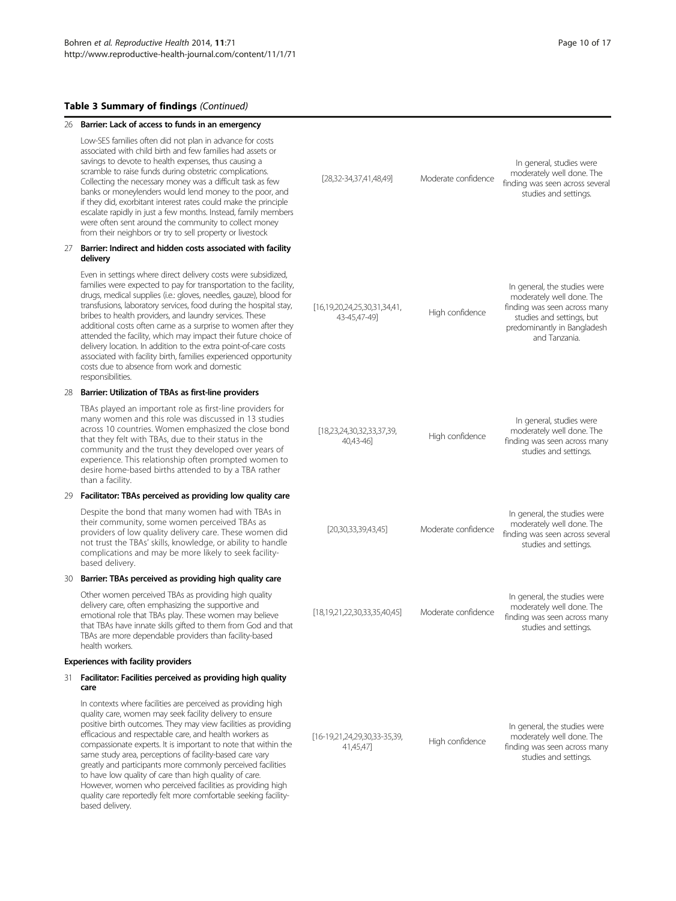**Table 3 Summary of findings** *(Continued)*

| | Finding | Studies | Confidence | Explanation |
|---|---|---|---|---|
| 26 | **Barrier: Lack of access to funds in an emergency** | | | |
| | Low-SES families often did not plan in advance for costs associated with child birth and few families had assets or savings to devote to health expenses, thus causing a scramble to raise funds during obstetric complications. Collecting the necessary money was a difficult task as few banks or moneylenders would lend money to the poor, and if they did, exorbitant interest rates could make the principle escalate rapidly in just a few months. Instead, family members were often sent around the community to collect money from their neighbors or try to sell property or livestock | [28,32-34,37,41,48,49] | Moderate confidence | In general, studies were moderately well done. The finding was seen across several studies and settings. |
| 27 | **Barrier: Indirect and hidden costs associated with facility delivery** | | | |
| | Even in settings where direct delivery costs were subsidized, families were expected to pay for transportation to the facility, drugs, medical supplies (i.e.: gloves, needles, gauze), blood for transfusions, laboratory services, food during the hospital stay, bribes to health providers, and laundry services. These additional costs often came as a surprise to women after they attended the facility, which may impact their future choice of delivery location. In addition to the extra point-of-care costs associated with facility birth, families experienced opportunity costs due to absence from work and domestic responsibilities. | [16,19,20,24,25,30,31,34,41, 43-45,47-49] | High confidence | In general, the studies were moderately well done. The finding was seen across many studies and settings, but predominantly in Bangladesh and Tanzania. |
| 28 | **Barrier: Utilization of TBAs as first-line providers** | | | |
| | TBAs played an important role as first-line providers for many women and this role was discussed in 13 studies across 10 countries. Women emphasized the close bond that they felt with TBAs, due to their status in the community and the trust they developed over years of experience. This relationship often prompted women to desire home-based births attended to by a TBA rather than a facility. | [18,23,24,30,32,33,37,39, 40,43-46] | High confidence | In general, studies were moderately well done. The finding was seen across many studies and settings. |
| 29 | **Facilitator: TBAs perceived as providing low quality care** | | | |
| | Despite the bond that many women had with TBAs in their community, some women perceived TBAs as providers of low quality delivery care. These women did not trust the TBAs' skills, knowledge, or ability to handle complications and may be more likely to seek facility-based delivery. | [20,30,33,39,43,45] | Moderate confidence | In general, the studies were moderately well done. The finding was seen across several studies and settings. |
| 30 | **Barrier: TBAs perceived as providing high quality care** | | | |
| | Other women perceived TBAs as providing high quality delivery care, often emphasizing the supportive and emotional role that TBAs play. These women may believe that TBAs have innate skills gifted to them from God and that TBAs are more dependable providers than facility-based health workers. | [18,19,21,22,30,33,35,40,45] | Moderate confidence | In general, the studies were moderately well done. The finding was seen across many studies and settings. |
| | **Experiences with facility providers** | | | |
| 31 | **Facilitator: Facilities perceived as providing high quality care** | | | |
| | In contexts where facilities are perceived as providing high quality care, women may seek facility delivery to ensure positive birth outcomes. They may view facilities as providing efficacious and respectable care, and health workers as compassionate experts. It is important to note that within the same study area, perceptions of facility-based care vary greatly and participants more commonly perceived facilities to have low quality of care than high quality of care. However, women who perceived facilities as providing high quality care reportedly felt more comfortable seeking facility-based delivery. | [16-19,21,24,29,30,33-35,39, 41,45,47] | High confidence | In general, the studies were moderately well done. The finding was seen across many studies and settings. |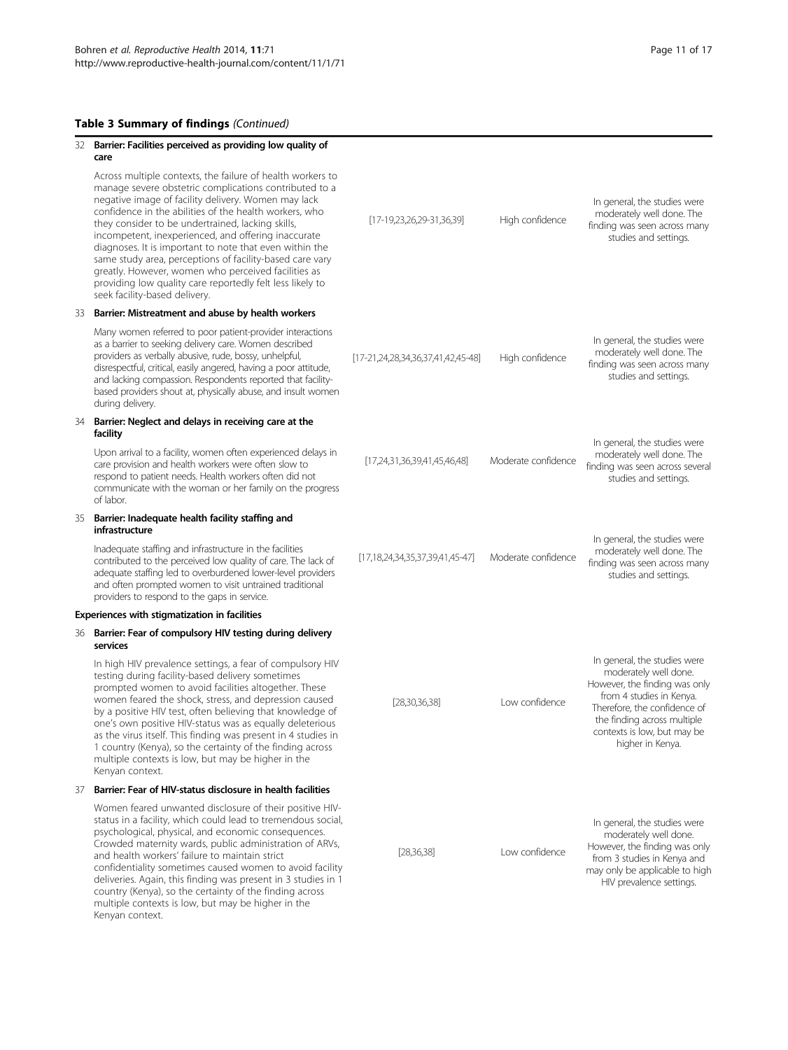**Table 3 Summary of findings** *(Continued)*

| | Finding | Studies | Confidence | Explanation |
|---|---|---|---|---|
| 32 | **Barrier: Facilities perceived as providing low quality of care**<br>Across multiple contexts, the failure of health workers to manage severe obstetric complications contributed to a negative image of facility delivery. Women may lack confidence in the abilities of the health workers, who they consider to be undertrained, lacking skills, incompetent, inexperienced, and offering inaccurate diagnoses. It is important to note that even within the same study area, perceptions of facility-based care vary greatly. However, women who perceived facilities as providing low quality care reportedly felt less likely to seek facility-based delivery. | [17-19,23,26,29-31,36,39] | High confidence | In general, the studies were moderately well done. The finding was seen across many studies and settings. |
| 33 | **Barrier: Mistreatment and abuse by health workers**<br>Many women referred to poor patient-provider interactions as a barrier to seeking delivery care. Women described providers as verbally abusive, rude, bossy, unhelpful, disrespectful, critical, easily angered, having a poor attitude, and lacking compassion. Respondents reported that facility-based providers shout at, physically abuse, and insult women during delivery. | [17-21,24,28,34,36,37,41,42,45-48] | High confidence | In general, the studies were moderately well done. The finding was seen across many studies and settings. |
| 34 | **Barrier: Neglect and delays in receiving care at the facility**<br>Upon arrival to a facility, women often experienced delays in care provision and health workers were often slow to respond to patient needs. Health workers often did not communicate with the woman or her family on the progress of labor. | [17,24,31,36,39,41,45,46,48] | Moderate confidence | In general, the studies were moderately well done. The finding was seen across several studies and settings. |
| 35 | **Barrier: Inadequate health facility staffing and infrastructure**<br>Inadequate staffing and infrastructure in the facilities contributed to the perceived low quality of care. The lack of adequate staffing led to overburdened lower-level providers and often prompted women to visit untrained traditional providers to respond to the gaps in service. | [17,18,24,34,35,37,39,41,45-47] | Moderate confidence | In general, the studies were moderately well done. The finding was seen across many studies and settings. |
| | **Experiences with stigmatization in facilities** | | | |
| 36 | **Barrier: Fear of compulsory HIV testing during delivery services**<br>In high HIV prevalence settings, a fear of compulsory HIV testing during facility-based delivery sometimes prompted women to avoid facilities altogether. These women feared the shock, stress, and depression caused by a positive HIV test, often believing that knowledge of one's own positive HIV-status was as equally deleterious as the virus itself. This finding was present in 4 studies in 1 country (Kenya), so the certainty of the finding across multiple contexts is low, but may be higher in the Kenyan context. | [28,30,36,38] | Low confidence | In general, the studies were moderately well done. However, the finding was only from 4 studies in Kenya. Therefore, the confidence of the finding across multiple contexts is low, but may be higher in Kenya. |
| 37 | **Barrier: Fear of HIV-status disclosure in health facilities**<br>Women feared unwanted disclosure of their positive HIV-status in a facility, which could lead to tremendous social, psychological, physical, and economic consequences. Crowded maternity wards, public administration of ARVs, and health workers' failure to maintain strict confidentiality sometimes caused women to avoid facility deliveries. Again, this finding was present in 3 studies in 1 country (Kenya), so the certainty of the finding across multiple contexts is low, but may be higher in the Kenyan context. | [28,36,38] | Low confidence | In general, the studies were moderately well done. However, the finding was only from 3 studies in Kenya and may only be applicable to high HIV prevalence settings. |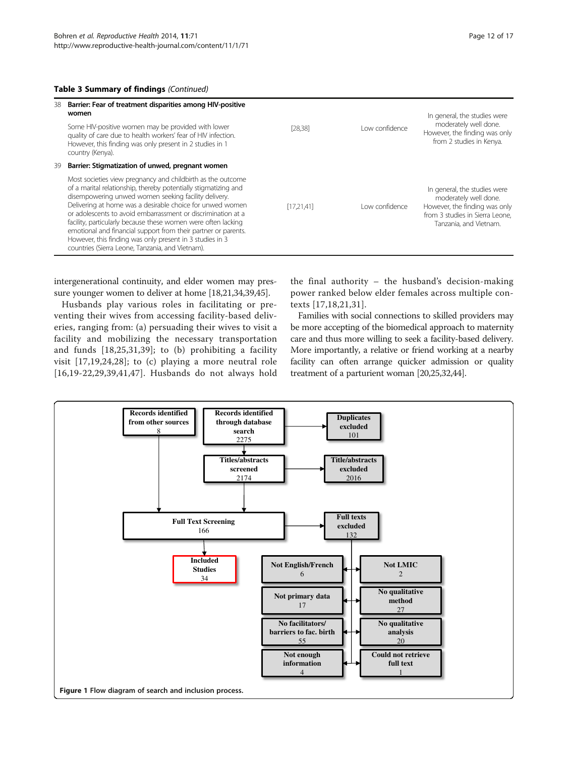**Table 3 Summary of findings** *(Continued)*

| # | Finding | Studies | Confidence | Explanation |
|---|---|---|---|---|
| 38 | **Barrier: Fear of treatment disparities among HIV-positive women** | | | |
| | Some HIV-positive women may be provided with lower quality of care due to health workers' fear of HIV infection. However, this finding was only present in 2 studies in 1 country (Kenya). | [28,38] | Low confidence | In general, the studies were moderately well done. However, the finding was only from 2 studies in Kenya. |
| 39 | **Barrier: Stigmatization of unwed, pregnant women** | | | |
| | Most societies view pregnancy and childbirth as the outcome of a marital relationship, thereby potentially stigmatizing and disempowering unwed women seeking facility delivery. Delivering at home was a desirable choice for unwed women or adolescents to avoid embarrassment or discrimination at a facility, particularly because these women were often lacking emotional and financial support from their partner or parents. However, this finding was only present in 3 studies in 3 countries (Sierra Leone, Tanzania, and Vietnam). | [17,21,41] | Low confidence | In general, the studies were moderately well done. However, the finding was only from 3 studies in Sierra Leone, Tanzania, and Vietnam. |

intergenerational continuity, and elder women may pressure younger women to deliver at home [18,21,34,39,45].

Husbands play various roles in facilitating or preventing their wives from accessing facility-based deliveries, ranging from: (a) persuading their wives to visit a facility and mobilizing the necessary transportation and funds [18,25,31,39]; to (b) prohibiting a facility visit [17,19,24,28]; to (c) playing a more neutral role [16,19-22,29,39,41,47]. Husbands do not always hold the final authority – the husband's decision-making power ranked below elder females across multiple contexts [17,18,21,31].

Families with social connections to skilled providers may be more accepting of the biomedical approach to maternity care and thus more willing to seek a facility-based delivery. More importantly, a relative or friend working at a nearby facility can often arrange quicker admission or quality treatment of a parturient woman [20,25,32,44].

Records identified from other sources 8

Records identified through database search 2275

Duplicates excluded 101

Titles/abstracts screened 2174

Title/abstracts excluded 2016

Full Text Screening 166

Full texts excluded 132

Included Studies 34

Not English/French 6

Not LMIC 2

Not primary data 17

No qualitative method 27

No facilitators/ barriers to fac. birth 55

No qualitative analysis 20

Not enough information 4

Could not retrieve full text 1

**Figure 1** Flow diagram of search and inclusion process.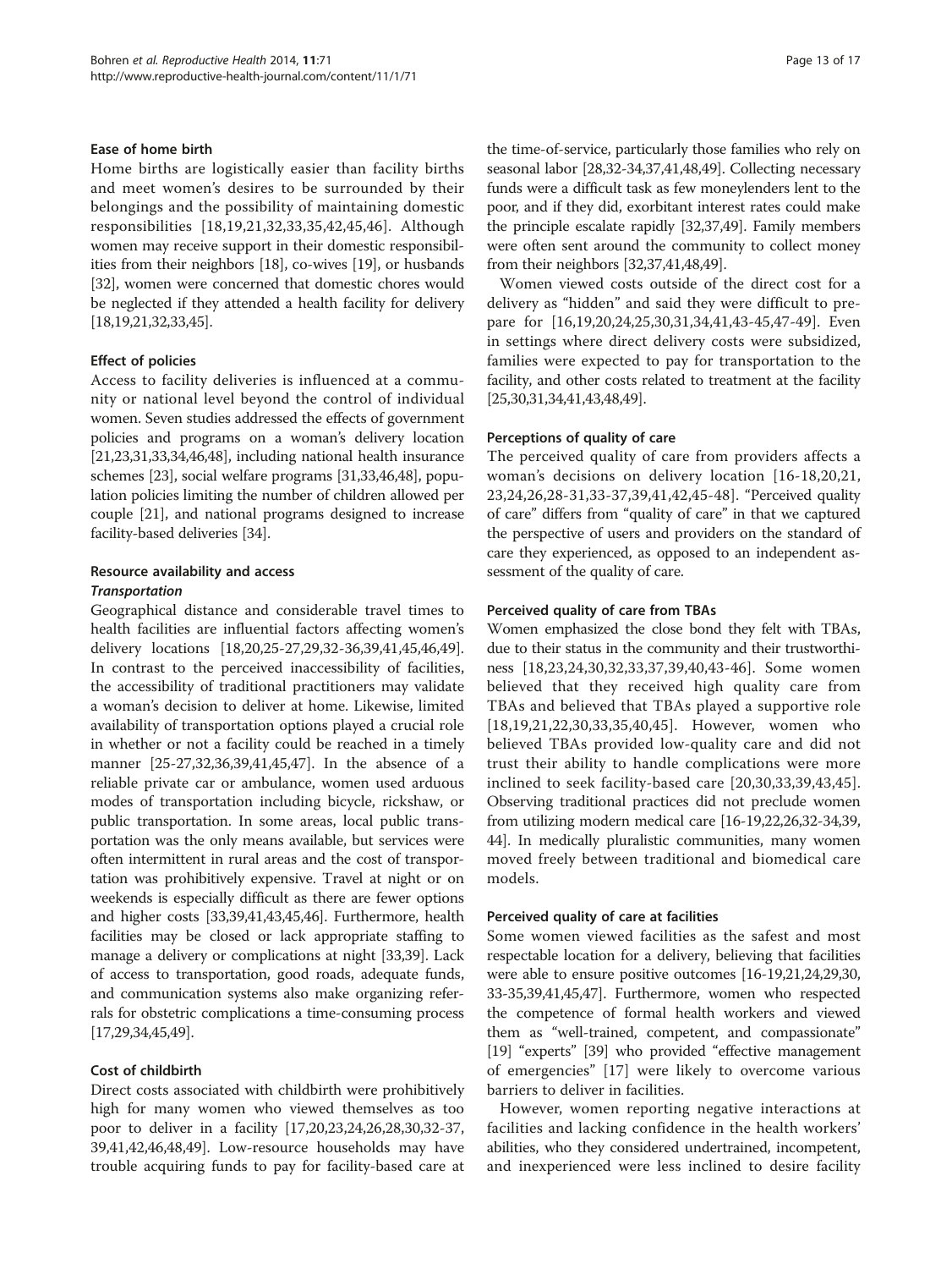#### Ease of home birth

Home births are logistically easier than facility births and meet women's desires to be surrounded by their belongings and the possibility of maintaining domestic responsibilities [18,19,21,32,33,35,42,45,46]. Although women may receive support in their domestic responsibilities from their neighbors [18], co-wives [19], or husbands [32], women were concerned that domestic chores would be neglected if they attended a health facility for delivery [18,19,21,32,33,45].

#### Effect of policies

Access to facility deliveries is influenced at a community or national level beyond the control of individual women. Seven studies addressed the effects of government policies and programs on a woman's delivery location [21,23,31,33,34,46,48], including national health insurance schemes [23], social welfare programs [31,33,46,48], population policies limiting the number of children allowed per couple [21], and national programs designed to increase facility-based deliveries [34].

#### Resource availability and access

##### *Transportation*

Geographical distance and considerable travel times to health facilities are influential factors affecting women's delivery locations [18,20,25-27,29,32-36,39,41,45,46,49]. In contrast to the perceived inaccessibility of facilities, the accessibility of traditional practitioners may validate a woman's decision to deliver at home. Likewise, limited availability of transportation options played a crucial role in whether or not a facility could be reached in a timely manner [25-27,32,36,39,41,45,47]. In the absence of a reliable private car or ambulance, women used arduous modes of transportation including bicycle, rickshaw, or public transportation. In some areas, local public transportation was the only means available, but services were often intermittent in rural areas and the cost of transportation was prohibitively expensive. Travel at night or on weekends is especially difficult as there are fewer options and higher costs [33,39,41,43,45,46]. Furthermore, health facilities may be closed or lack appropriate staffing to manage a delivery or complications at night [33,39]. Lack of access to transportation, good roads, adequate funds, and communication systems also make organizing referrals for obstetric complications a time-consuming process [17,29,34,45,49].

#### Cost of childbirth

Direct costs associated with childbirth were prohibitively high for many women who viewed themselves as too poor to deliver in a facility [17,20,23,24,26,28,30,32-37,39,41,42,46,48,49]. Low-resource households may have trouble acquiring funds to pay for facility-based care at the time-of-service, particularly those families who rely on seasonal labor [28,32-34,37,41,48,49]. Collecting necessary funds were a difficult task as few moneylenders lent to the poor, and if they did, exorbitant interest rates could make the principle escalate rapidly [32,37,49]. Family members were often sent around the community to collect money from their neighbors [32,37,41,48,49].

Women viewed costs outside of the direct cost for a delivery as "hidden" and said they were difficult to prepare for [16,19,20,24,25,30,31,34,41,43-45,47-49]. Even in settings where direct delivery costs were subsidized, families were expected to pay for transportation to the facility, and other costs related to treatment at the facility [25,30,31,34,41,43,48,49].

#### Perceptions of quality of care

The perceived quality of care from providers affects a woman's decisions on delivery location [16-18,20,21,23,24,26,28-31,33-37,39,41,42,45-48]. "Perceived quality of care" differs from "quality of care" in that we captured the perspective of users and providers on the standard of care they experienced, as opposed to an independent assessment of the quality of care.

#### Perceived quality of care from TBAs

Women emphasized the close bond they felt with TBAs, due to their status in the community and their trustworthiness [18,23,24,30,32,33,37,39,40,43-46]. Some women believed that they received high quality care from TBAs and believed that TBAs played a supportive role [18,19,21,22,30,33,35,40,45]. However, women who believed TBAs provided low-quality care and did not trust their ability to handle complications were more inclined to seek facility-based care [20,30,33,39,43,45]. Observing traditional practices did not preclude women from utilizing modern medical care [16-19,22,26,32-34,39,44]. In medically pluralistic communities, many women moved freely between traditional and biomedical care models.

#### Perceived quality of care at facilities

Some women viewed facilities as the safest and most respectable location for a delivery, believing that facilities were able to ensure positive outcomes [16-19,21,24,29,30,33-35,39,41,45,47]. Furthermore, women who respected the competence of formal health workers and viewed them as "well-trained, competent, and compassionate" [19] "experts" [39] who provided "effective management of emergencies" [17] were likely to overcome various barriers to deliver in facilities.

However, women reporting negative interactions at facilities and lacking confidence in the health workers' abilities, who they considered undertrained, incompetent, and inexperienced were less inclined to desire facility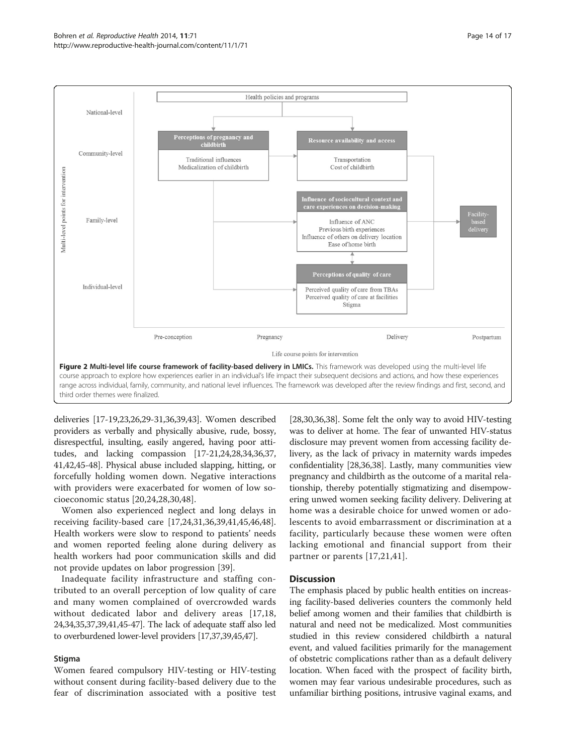Figure 2 Multi-level life course framework of facility-based delivery in LMICs. This framework was developed using the multi-level life course approach to explore how experiences earlier in an individual's life impact their subsequent decisions and actions, and how these experiences range across individual, family, community, and national level influences. The framework was developed after the review findings and first, second, and third order themes were finalized.

deliveries [17-19,23,26,29-31,36,39,43]. Women described providers as verbally and physically abusive, rude, bossy, disrespectful, insulting, easily angered, having poor attitudes, and lacking compassion [17-21,24,28,34,36,37, 41,42,45-48]. Physical abuse included slapping, hitting, or forcefully holding women down. Negative interactions with providers were exacerbated for women of low socioeconomic status [20,24,28,30,48].

Women also experienced neglect and long delays in receiving facility-based care [17,24,31,36,39,41,45,46,48]. Health workers were slow to respond to patients' needs and women reported feeling alone during delivery as health workers had poor communication skills and did not provide updates on labor progression [39].

Inadequate facility infrastructure and staffing contributed to an overall perception of low quality of care and many women complained of overcrowded wards without dedicated labor and delivery areas [17,18, 24,34,35,37,39,41,45-47]. The lack of adequate staff also led to overburdened lower-level providers [17,37,39,45,47].

### Stigma

Women feared compulsory HIV-testing or HIV-testing without consent during facility-based delivery due to the fear of discrimination associated with a positive test [28,30,36,38]. Some felt the only way to avoid HIV-testing was to deliver at home. The fear of unwanted HIV-status disclosure may prevent women from accessing facility delivery, as the lack of privacy in maternity wards impedes confidentiality [28,36,38]. Lastly, many communities view pregnancy and childbirth as the outcome of a marital relationship, thereby potentially stigmatizing and disempowering unwed women seeking facility delivery. Delivering at home was a desirable choice for unwed women or adolescents to avoid embarrassment or discrimination at a facility, particularly because these women were often lacking emotional and financial support from their partner or parents [17,21,41].

## Discussion

The emphasis placed by public health entities on increasing facility-based deliveries counters the commonly held belief among women and their families that childbirth is natural and need not be medicalized. Most communities studied in this review considered childbirth a natural event, and valued facilities primarily for the management of obstetric complications rather than as a default delivery location. When faced with the prospect of facility birth, women may fear various undesirable procedures, such as unfamiliar birthing positions, intrusive vaginal exams, and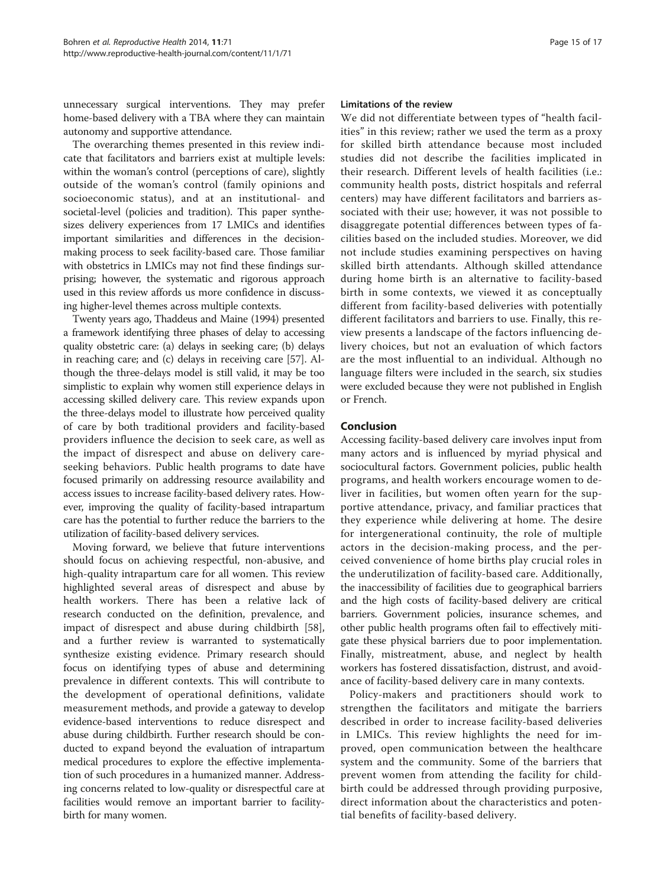unnecessary surgical interventions. They may prefer home-based delivery with a TBA where they can maintain autonomy and supportive attendance.

The overarching themes presented in this review indicate that facilitators and barriers exist at multiple levels: within the woman's control (perceptions of care), slightly outside of the woman's control (family opinions and socioeconomic status), and at an institutional- and societal-level (policies and tradition). This paper synthesizes delivery experiences from 17 LMICs and identifies important similarities and differences in the decision-making process to seek facility-based care. Those familiar with obstetrics in LMICs may not find these findings surprising; however, the systematic and rigorous approach used in this review affords us more confidence in discussing higher-level themes across multiple contexts.

Twenty years ago, Thaddeus and Maine (1994) presented a framework identifying three phases of delay to accessing quality obstetric care: (a) delays in seeking care; (b) delays in reaching care; and (c) delays in receiving care [57]. Although the three-delays model is still valid, it may be too simplistic to explain why women still experience delays in accessing skilled delivery care. This review expands upon the three-delays model to illustrate how perceived quality of care by both traditional providers and facility-based providers influence the decision to seek care, as well as the impact of disrespect and abuse on delivery care-seeking behaviors. Public health programs to date have focused primarily on addressing resource availability and access issues to increase facility-based delivery rates. However, improving the quality of facility-based intrapartum care has the potential to further reduce the barriers to the utilization of facility-based delivery services.

Moving forward, we believe that future interventions should focus on achieving respectful, non-abusive, and high-quality intrapartum care for all women. This review highlighted several areas of disrespect and abuse by health workers. There has been a relative lack of research conducted on the definition, prevalence, and impact of disrespect and abuse during childbirth [58], and a further review is warranted to systematically synthesize existing evidence. Primary research should focus on identifying types of abuse and determining prevalence in different contexts. This will contribute to the development of operational definitions, validate measurement methods, and provide a gateway to develop evidence-based interventions to reduce disrespect and abuse during childbirth. Further research should be conducted to expand beyond the evaluation of intrapartum medical procedures to explore the effective implementation of such procedures in a humanized manner. Addressing concerns related to low-quality or disrespectful care at facilities would remove an important barrier to facility-birth for many women.

#### Limitations of the review

We did not differentiate between types of "health facilities" in this review; rather we used the term as a proxy for skilled birth attendance because most included studies did not describe the facilities implicated in their research. Different levels of health facilities (i.e.: community health posts, district hospitals and referral centers) may have different facilitators and barriers associated with their use; however, it was not possible to disaggregate potential differences between types of facilities based on the included studies. Moreover, we did not include studies examining perspectives on having skilled birth attendants. Although skilled attendance during home birth is an alternative to facility-based birth in some contexts, we viewed it as conceptually different from facility-based deliveries with potentially different facilitators and barriers to use. Finally, this review presents a landscape of the factors influencing delivery choices, but not an evaluation of which factors are the most influential to an individual. Although no language filters were included in the search, six studies were excluded because they were not published in English or French.

## Conclusion

Accessing facility-based delivery care involves input from many actors and is influenced by myriad physical and sociocultural factors. Government policies, public health programs, and health workers encourage women to deliver in facilities, but women often yearn for the supportive attendance, privacy, and familiar practices that they experience while delivering at home. The desire for intergenerational continuity, the role of multiple actors in the decision-making process, and the perceived convenience of home births play crucial roles in the underutilization of facility-based care. Additionally, the inaccessibility of facilities due to geographical barriers and the high costs of facility-based delivery are critical barriers. Government policies, insurance schemes, and other public health programs often fail to effectively mitigate these physical barriers due to poor implementation. Finally, mistreatment, abuse, and neglect by health workers has fostered dissatisfaction, distrust, and avoidance of facility-based delivery care in many contexts.

Policy-makers and practitioners should work to strengthen the facilitators and mitigate the barriers described in order to increase facility-based deliveries in LMICs. This review highlights the need for improved, open communication between the healthcare system and the community. Some of the barriers that prevent women from attending the facility for childbirth could be addressed through providing purposive, direct information about the characteristics and potential benefits of facility-based delivery.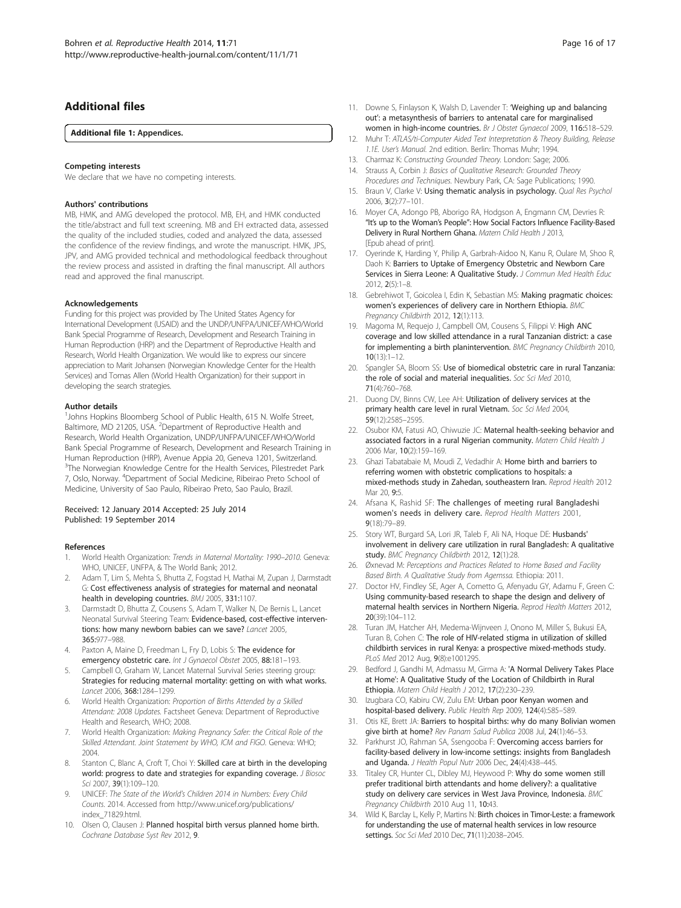## Additional files

**Additional file 1: Appendices.**

#### Competing interests

We declare that we have no competing interests.

#### Authors' contributions

MB, HMK, and AMG developed the protocol. MB, EH, and HMK conducted the title/abstract and full text screening. MB and EH extracted data, assessed the quality of the included studies, coded and analyzed the data, assessed the confidence of the review findings, and wrote the manuscript. HMK, JPS, JPV, and AMG provided technical and methodological feedback throughout the review process and assisted in drafting the final manuscript. All authors read and approved the final manuscript.

#### Acknowledgements

Funding for this project was provided by The United States Agency for International Development (USAID) and the UNDP/UNFPA/UNICEF/WHO/World Bank Special Programme of Research, Development and Research Training in Human Reproduction (HRP) and the Department of Reproductive Health and Research, World Health Organization. We would like to express our sincere appreciation to Marit Johansen (Norwegian Knowledge Center for the Health Services) and Tomas Allen (World Health Organization) for their support in developing the search strategies.

#### Author details

[1]Johns Hopkins Bloomberg School of Public Health, 615 N. Wolfe Street, Baltimore, MD 21205, USA. [2]Department of Reproductive Health and Research, World Health Organization, UNDP/UNFPA/UNICEF/WHO/World Bank Special Programme of Research, Development and Research Training in Human Reproduction (HRP), Avenue Appia 20, Geneva 1201, Switzerland. [3]The Norwegian Knowledge Centre for the Health Services, Pilestredet Park 7, Oslo, Norway. [4]Department of Social Medicine, Ribeirao Preto School of Medicine, University of Sao Paulo, Ribeirao Preto, Sao Paulo, Brazil.

Received: 12 January 2014 Accepted: 25 July 2014
Published: 19 September 2014

#### References

1. World Health Organization: *Trends in Maternal Mortality: 1990–2010.* Geneva: WHO, UNICEF, UNFPA, & The World Bank; 2012.
2. Adam T, Lim S, Mehta S, Bhutta Z, Fogstad H, Mathai M, Zupan J, Darmstadt G: **Cost effectiveness analysis of strategies for maternal and neonatal health in developing countries.** *BMJ* 2005, **331:**1107.
3. Darmstadt D, Bhutta Z, Cousens S, Adam T, Walker N, De Bernis L, Lancet Neonatal Survival Steering Team: **Evidence-based, cost-effective interventions: how many newborn babies can we save?** *Lancet* 2005, **365:**977–988.
4. Paxton A, Maine D, Freedman L, Fry D, Lobis S: **The evidence for emergency obstetric care.** *Int J Gynaecol Obstet* 2005, **88:**181–193.
5. Campbell O, Graham W, Lancet Maternal Survival Series steering group: **Strategies for reducing maternal mortality: getting on with what works.** *Lancet* 2006, **368:**1284–1299.
6. World Health Organization: *Proportion of Births Attended by a Skilled Attendant: 2008 Updates.* Factsheet Geneva: Department of Reproductive Health and Research, WHO; 2008.
7. World Health Organization: *Making Pregnancy Safer: the Critical Role of the Skilled Attendant. Joint Statement by WHO, ICM and FIGO.* Geneva: WHO; 2004.
8. Stanton C, Blanc A, Croft T, Choi Y: **Skilled care at birth in the developing world: progress to date and strategies for expanding coverage.** *J Biosoc Sci* 2007, **39**(1):109–120.
9. UNICEF: *The State of the World's Children 2014 in Numbers: Every Child Counts.* 2014. Accessed from http://www.unicef.org/publications/index_71829.html.
10. Olsen O, Clausen J: **Planned hospital birth versus planned home birth.** *Cochrane Database Syst Rev* 2012, **9**.
11. Downe S, Finlayson K, Walsh D, Lavender T: **'Weighing up and balancing out': a metasynthesis of barriers to antenatal care for marginalised women in high-income countries.** *Br J Obstet Gynaecol* 2009, **116:**518–529.
12. Muhr T: *ATLAS/ti-Computer Aided Text Interpretation & Theory Building, Release 1.1E. User's Manual.* 2nd edition. Berlin: Thomas Muhr; 1994.
13. Charmaz K: *Constructing Grounded Theory.* London: Sage; 2006.
14. Strauss A, Corbin J: *Basics of Qualitative Research: Grounded Theory Procedures and Techniques.* Newbury Park, CA: Sage Publications; 1990.
15. Braun V, Clarke V: **Using thematic analysis in psychology.** *Qual Res Psychol* 2006, **3**(2):77–101.
16. Moyer CA, Adongo PB, Aborigo RA, Hodgson A, Engmann CM, Devries R: **"It's up to the Woman's People": How Social Factors Influence Facility-Based Delivery in Rural Northern Ghana.** *Matern Child Health J* 2013, [Epub ahead of print].
17. Oyerinde K, Harding Y, Philip A, Garbrah-Aidoo N, Kanu R, Oulare M, Shoo R, Daoh K: **Barriers to Uptake of Emergency Obstetric and Newborn Care Services in Sierra Leone: A Qualitative Study.** *J Commun Med Health Educ* 2012, **2**(5):1–8.
18. Gebrehiwot T, Goicolea I, Edin K, Sebastian MS: **Making pragmatic choices: women's experiences of delivery care in Northern Ethiopia.** *BMC Pregnancy Childbirth* 2012, **12**(1):113.
19. Magoma M, Requejo J, Campbell OM, Cousens S, Filippi V: **High ANC coverage and low skilled attendance in a rural Tanzanian district: a case for implementing a birth planintervention.** *BMC Pregnancy Childbirth* 2010, **10**(13):1–12.
20. Spangler SA, Bloom SS: **Use of biomedical obstetric care in rural Tanzania: the role of social and material inequalities.** *Soc Sci Med* 2010, **71**(4):760–768.
21. Duong DV, Binns CW, Lee AH: **Utilization of delivery services at the primary health care level in rural Vietnam.** *Soc Sci Med* 2004, **59**(12):2585–2595.
22. Osubor KM, Fatusi AO, Chiwuzie JC: **Maternal health-seeking behavior and associated factors in a rural Nigerian community.** *Matern Child Health J* 2006 Mar, **10**(2):159–169.
23. Ghazi Tabatabaie M, Moudi Z, Vedadhir A: **Home birth and barriers to referring women with obstetric complications to hospitals: a mixed-methods study in Zahedan, southeastern Iran.** *Reprod Health* 2012 Mar 20, **9:**5.
24. Afsana K, Rashid SF: **The challenges of meeting rural Bangladeshi women's needs in delivery care.** *Reprod Health Matters* 2001, **9**(18):79–89.
25. Story WT, Burgard SA, Lori JR, Taleb F, Ali NA, Hoque DE: **Husbands' involvement in delivery care utilization in rural Bangladesh: A qualitative study.** *BMC Pregnancy Childbirth* 2012, **12**(1):28.
26. Øxnevad M: *Perceptions and Practices Related to Home Based and Facility Based Birth. A Qualitative Study from Agemssa.* Ethiopia: 2011.
27. Doctor HV, Findley SE, Ager A, Cometto G, Afenyadu GY, Adamu F, Green C: **Using community-based research to shape the design and delivery of maternal health services in Northern Nigeria.** *Reprod Health Matters* 2012, **20**(39):104–112.
28. Turan JM, Hatcher AH, Medema-Wijnveen J, Onono M, Miller S, Bukusi EA, Turan B, Cohen C: **The role of HIV-related stigma in utilization of skilled childbirth services in rural Kenya: a prospective mixed-methods study.** *PLoS Med* 2012 Aug, **9**(8):e1001295.
29. Bedford J, Gandhi M, Admassu M, Girma A: **'A Normal Delivery Takes Place at Home': A Qualitative Study of the Location of Childbirth in Rural Ethiopia.** *Matern Child Health J* 2012, **17**(2):230–239.
30. Izugbara CO, Kabiru CW, Zulu EM: **Urban poor Kenyan women and hospital-based delivery.** *Public Health Rep* 2009, **124**(4):585–589.
31. Otis KE, Brett JA: **Barriers to hospital births: why do many Bolivian women give birth at home?** *Rev Panam Salud Publica* 2008 Jul, **24**(1):46–53.
32. Parkhurst JO, Rahman SA, Ssengooba F: **Overcoming access barriers for facility-based delivery in low-income settings: insights from Bangladesh and Uganda.** *J Health Popul Nutr* 2006 Dec, **24**(4):438–445.
33. Titaley CR, Hunter CL, Dibley MJ, Heywood P: **Why do some women still prefer traditional birth attendants and home delivery?: a qualitative study on delivery care services in West Java Province, Indonesia.** *BMC Pregnancy Childbirth* 2010 Aug 11, **10:**43.
34. Wild K, Barclay L, Kelly P, Martins N: **Birth choices in Timor-Leste: a framework for understanding the use of maternal health services in low resource settings.** *Soc Sci Med* 2010 Dec, **71**(11):2038–2045.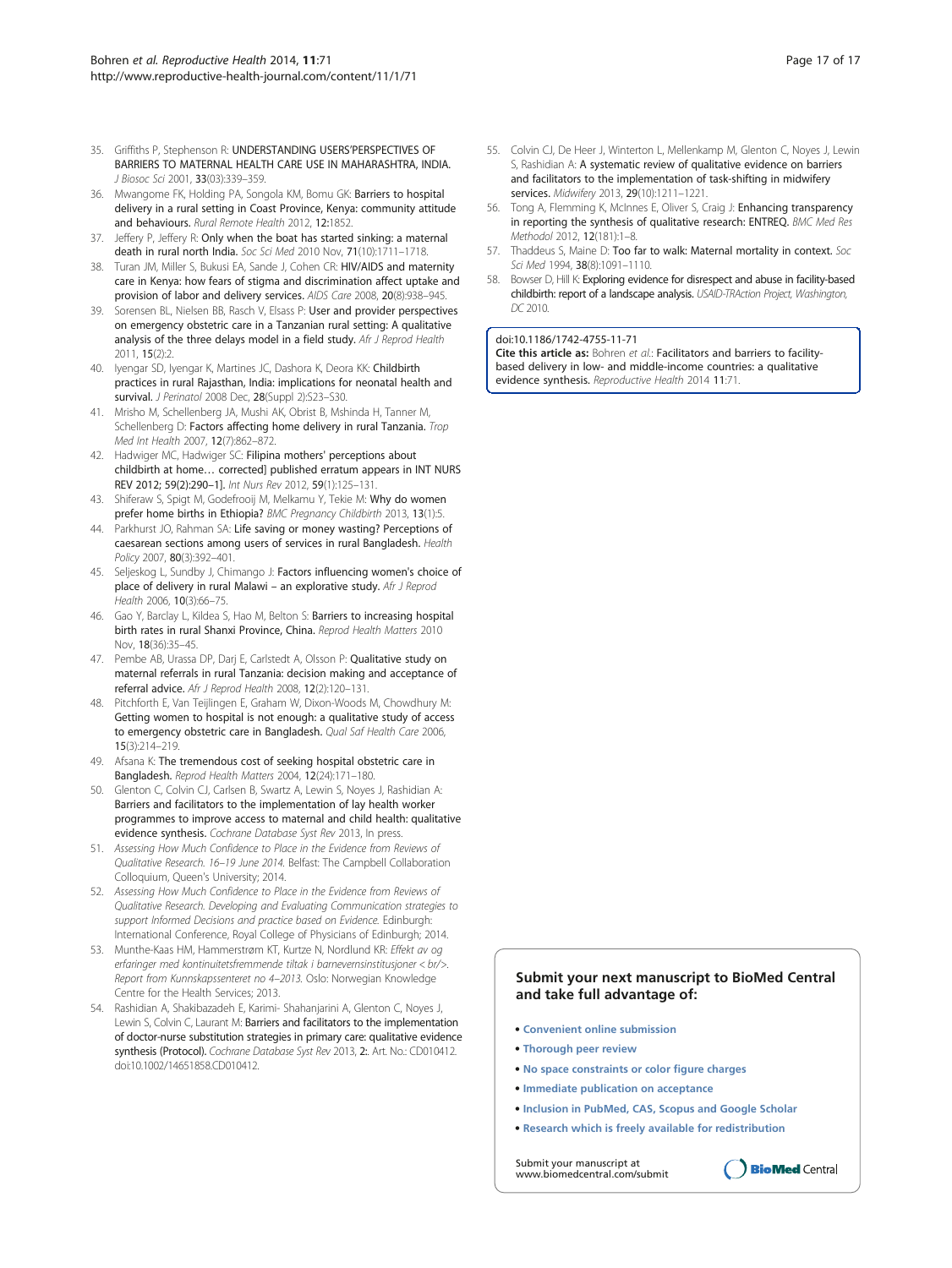35. Griffiths P, Stephenson R: UNDERSTANDING USERS'PERSPECTIVES OF BARRIERS TO MATERNAL HEALTH CARE USE IN MAHARASHTRA, INDIA. *J Biosoc Sci* 2001, **33**(03):339–359.
36. Mwangome FK, Holding PA, Songola KM, Bomu GK: Barriers to hospital delivery in a rural setting in Coast Province, Kenya: community attitude and behaviours. *Rural Remote Health* 2012, **12**:1852.
37. Jeffery P, Jeffery R: Only when the boat has started sinking: a maternal death in rural north India. *Soc Sci Med* 2010 Nov, **71**(10):1711–1718.
38. Turan JM, Miller S, Bukusi EA, Sande J, Cohen CR: HIV/AIDS and maternity care in Kenya: how fears of stigma and discrimination affect uptake and provision of labor and delivery services. *AIDS Care* 2008, **20**(8):938–945.
39. Sorensen BL, Nielsen BB, Rasch V, Elsass P: User and provider perspectives on emergency obstetric care in a Tanzanian rural setting: A qualitative analysis of the three delays model in a field study. *Afr J Reprod Health* 2011, **15**(2):2.
40. Iyengar SD, Iyengar K, Martines JC, Dashora K, Deora KK: Childbirth practices in rural Rajasthan, India: implications for neonatal health and survival. *J Perinatol* 2008 Dec, **28**(Suppl 2):S23–S30.
41. Mrisho M, Schellenberg JA, Mushi AK, Obrist B, Mshinda H, Tanner M, Schellenberg D: Factors affecting home delivery in rural Tanzania. *Trop Med Int Health* 2007, **12**(7):862–872.
42. Hadwiger MC, Hadwiger SC: Filipina mothers' perceptions about childbirth at home… corrected] published erratum appears in INT NURS REV 2012; 59(2):290–1]. *Int Nurs Rev* 2012, **59**(1):125–131.
43. Shiferaw S, Spigt M, Godefrooij M, Melkamu Y, Tekie M: Why do women prefer home births in Ethiopia? *BMC Pregnancy Childbirth* 2013, **13**(1):5.
44. Parkhurst JO, Rahman SA: Life saving or money wasting? Perceptions of caesarean sections among users of services in rural Bangladesh. *Health Policy* 2007, **80**(3):392–401.
45. Seljeskog L, Sundby J, Chimango J: Factors influencing women's choice of place of delivery in rural Malawi – an explorative study. *Afr J Reprod Health* 2006, **10**(3):66–75.
46. Gao Y, Barclay L, Kildea S, Hao M, Belton S: Barriers to increasing hospital birth rates in rural Shanxi Province, China. *Reprod Health Matters* 2010 Nov, **18**(36):35–45.
47. Pembe AB, Urassa DP, Darj E, Carlstedt A, Olsson P: Qualitative study on maternal referrals in rural Tanzania: decision making and acceptance of referral advice. *Afr J Reprod Health* 2008, **12**(2):120–131.
48. Pitchforth E, Van Teijlingen E, Graham W, Dixon-Woods M, Chowdhury M: Getting women to hospital is not enough: a qualitative study of access to emergency obstetric care in Bangladesh. *Qual Saf Health Care* 2006, **15**(3):214–219.
49. Afsana K: The tremendous cost of seeking hospital obstetric care in Bangladesh. *Reprod Health Matters* 2004, **12**(24):171–180.
50. Glenton C, Colvin CJ, Carlsen B, Swartz A, Lewin S, Noyes J, Rashidian A: Barriers and facilitators to the implementation of lay health worker programmes to improve access to maternal and child health: qualitative evidence synthesis. *Cochrane Database Syst Rev* 2013, In press.
51. *Assessing How Much Confidence to Place in the Evidence from Reviews of Qualitative Research. 16–19 June 2014.* Belfast: The Campbell Collaboration Colloquium, Queen's University; 2014.
52. *Assessing How Much Confidence to Place in the Evidence from Reviews of Qualitative Research. Developing and Evaluating Communication strategies to support Informed Decisions and practice based on Evidence.* Edinburgh: International Conference, Royal College of Physicians of Edinburgh; 2014.
53. Munthe-Kaas HM, Hammerstrøm KT, Kurtze N, Nordlund KR: *Effekt av og erfaringer med kontinuitetsfremmende tiltak i barnevernsinstitusjoner < br/>. Report from Kunnskapssenteret no 4–2013.* Oslo: Norwegian Knowledge Centre for the Health Services; 2013.
54. Rashidian A, Shakibazadeh E, Karimi- Shahanjarini A, Glenton C, Noyes J, Lewin S, Colvin C, Laurant M: Barriers and facilitators to the implementation of doctor-nurse substitution strategies in primary care: qualitative evidence synthesis (Protocol). *Cochrane Database Syst Rev* 2013, **2**:. Art. No.: CD010412. doi:10.1002/14651858.CD010412.
55. Colvin CJ, De Heer J, Winterton L, Mellenkamp M, Glenton C, Noyes J, Lewin S, Rashidian A: A systematic review of qualitative evidence on barriers and facilitators to the implementation of task-shifting in midwifery services. *Midwifery* 2013, **29**(10):1211–1221.
56. Tong A, Flemming K, McInnes E, Oliver S, Craig J: Enhancing transparency in reporting the synthesis of qualitative research: ENTREQ. *BMC Med Res Methodol* 2012, **12**(181):1–8.
57. Thaddeus S, Maine D: Too far to walk: Maternal mortality in context. *Soc Sci Med* 1994, **38**(8):1091–1110.
58. Bowser D, Hill K: Exploring evidence for disrespect and abuse in facility-based childbirth: report of a landscape analysis. *USAID-TRAction Project, Washington, DC* 2010.

doi:10.1186/1742-4755-11-71
**Cite this article as:** Bohren *et al.*: Facilitators and barriers to facility-based delivery in low- and middle-income countries: a qualitative evidence synthesis. *Reproductive Health* 2014 **11**:71.

**Submit your next manuscript to BioMed Central and take full advantage of:**

- Convenient online submission
- Thorough peer review
- No space constraints or color figure charges
- Immediate publication on acceptance
- Inclusion in PubMed, CAS, Scopus and Google Scholar
- Research which is freely available for redistribution

Submit your manuscript at
www.biomedcentral.com/submit

BioMed Central